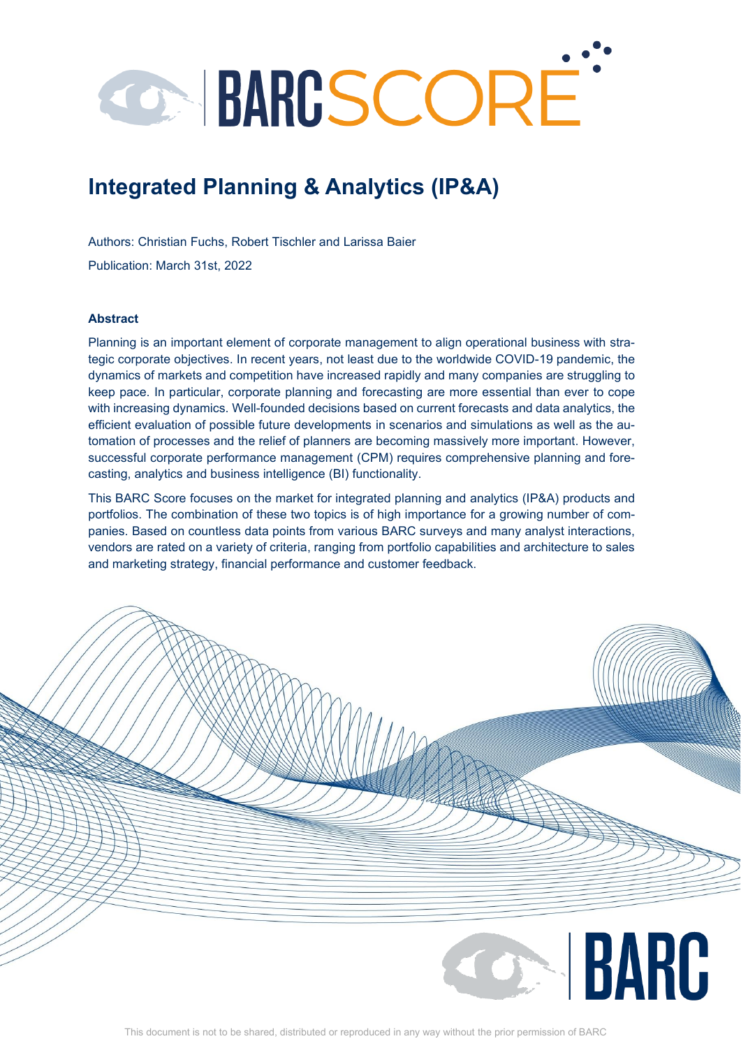# Integrated Planning & Analytics (IP&A)

Authors: Christian Fuchs, Robert Tischler and Larissa Baier

Publication: March 31st, 2022

**Abstract**

Planning is an important element of corporate management to align operational business with strategic corporate objectives. In recent years, not least due to the worldwide COVID-19 pandemic, the dynamics of markets and competition have increased rapidly and many companies are struggling to keep pace. In particular, corporate planning and forecasting are more essential than ever to cope with increasing dynamics. Well-founded decisions based on current forecasts and data analytics, the efficient evaluation of possible future developments in scenarios and simulations as well as the automation of processes and the relief of planners are becoming massively more important. However, successful corporate performance management (CPM) requires comprehensive planning and forecasting, analytics and business intelligence (BI) functionality.

This BARC Score focuses on the market for integrated planning and analytics (IP&A) products and portfolios. The combination of these two topics is of high importance for a growing number of companies. Based on countless data points from various BARC surveys and many analyst interactions, vendors are rated on a variety of criteria, ranging from portfolio capabilities and architecture to sales and marketing strategy, financial performance and customer feedback.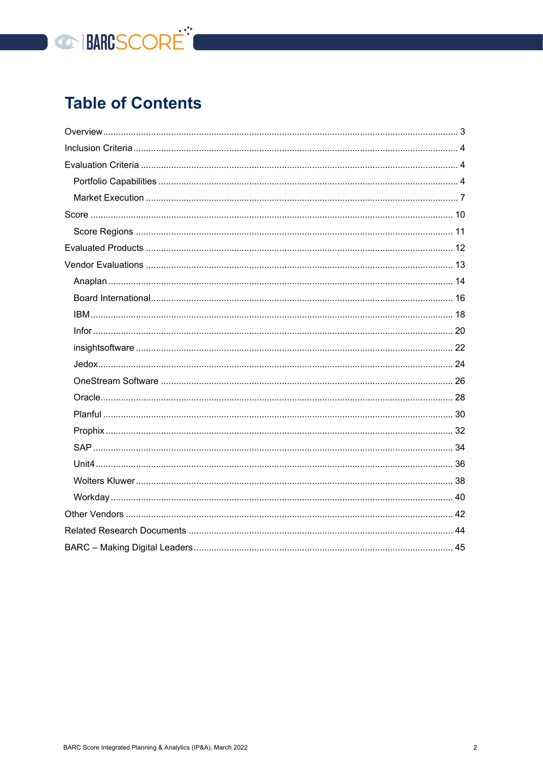# Table of Contents

Overview ........................................................................................................................................ 3

Inclusion Criteria ............................................................................................................................ 4

Evaluation Criteria .......................................................................................................................... 4

- Portfolio Capabilities .................................................................................................................... 4
- Market Execution ......................................................................................................................... 7

Score ............................................................................................................................................ 10

- Score Regions ........................................................................................................................... 11

Evaluated Products ....................................................................................................................... 12

Vendor Evaluations ....................................................................................................................... 13

- Anaplan ...................................................................................................................................... 14
- Board International ..................................................................................................................... 16
- IBM ............................................................................................................................................ 18
- Infor ........................................................................................................................................... 20
- insightsoftware ........................................................................................................................... 22
- Jedox ......................................................................................................................................... 24
- OneStream Software ................................................................................................................. 26
- Oracle ........................................................................................................................................ 28
- Planful ....................................................................................................................................... 30
- Prophix ...................................................................................................................................... 32
- SAP ........................................................................................................................................... 34
- Unit4 .......................................................................................................................................... 36
- Wolters Kluwer .......................................................................................................................... 38
- Workday ..................................................................................................................................... 40

Other Vendors ............................................................................................................................... 42

Related Research Documents ...................................................................................................... 44

BARC – Making Digital Leaders .................................................................................................... 45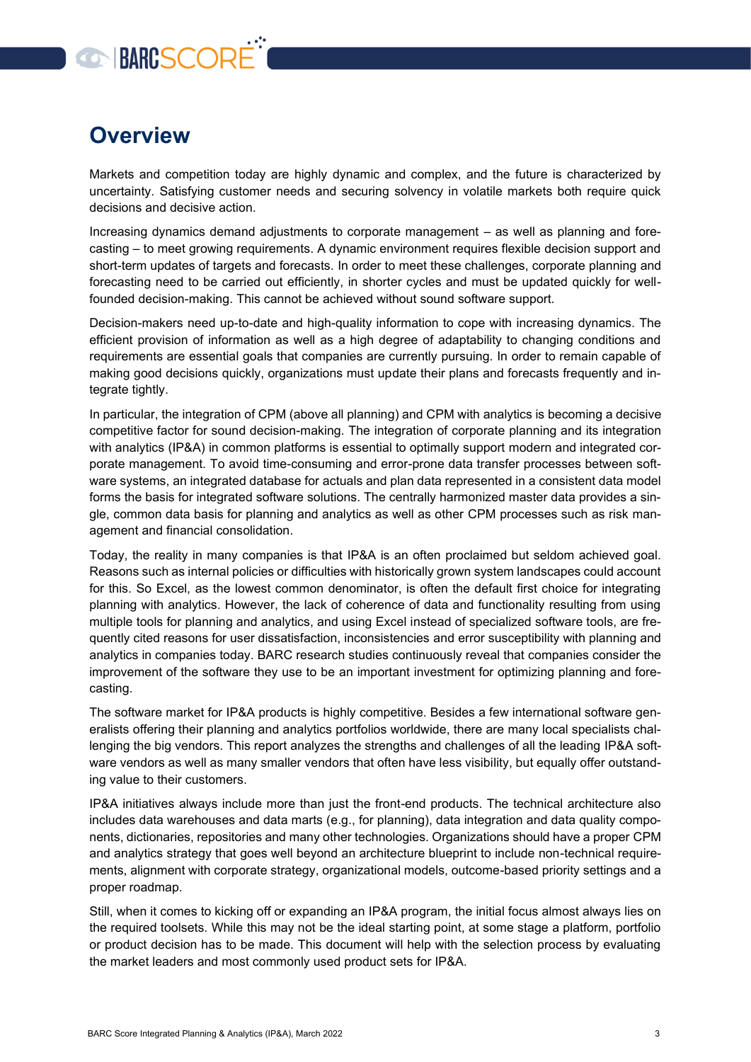# Overview

Markets and competition today are highly dynamic and complex, and the future is characterized by uncertainty. Satisfying customer needs and securing solvency in volatile markets both require quick decisions and decisive action.

Increasing dynamics demand adjustments to corporate management – as well as planning and forecasting – to meet growing requirements. A dynamic environment requires flexible decision support and short-term updates of targets and forecasts. In order to meet these challenges, corporate planning and forecasting need to be carried out efficiently, in shorter cycles and must be updated quickly for well-founded decision-making. This cannot be achieved without sound software support.

Decision-makers need up-to-date and high-quality information to cope with increasing dynamics. The efficient provision of information as well as a high degree of adaptability to changing conditions and requirements are essential goals that companies are currently pursuing. In order to remain capable of making good decisions quickly, organizations must update their plans and forecasts frequently and integrate tightly.

In particular, the integration of CPM (above all planning) and CPM with analytics is becoming a decisive competitive factor for sound decision-making. The integration of corporate planning and its integration with analytics (IP&A) in common platforms is essential to optimally support modern and integrated corporate management. To avoid time-consuming and error-prone data transfer processes between software systems, an integrated database for actuals and plan data represented in a consistent data model forms the basis for integrated software solutions. The centrally harmonized master data provides a single, common data basis for planning and analytics as well as other CPM processes such as risk management and financial consolidation.

Today, the reality in many companies is that IP&A is an often proclaimed but seldom achieved goal. Reasons such as internal policies or difficulties with historically grown system landscapes could account for this. So Excel, as the lowest common denominator, is often the default first choice for integrating planning with analytics. However, the lack of coherence of data and functionality resulting from using multiple tools for planning and analytics, and using Excel instead of specialized software tools, are frequently cited reasons for user dissatisfaction, inconsistencies and error susceptibility with planning and analytics in companies today. BARC research studies continuously reveal that companies consider the improvement of the software they use to be an important investment for optimizing planning and forecasting.

The software market for IP&A products is highly competitive. Besides a few international software generalists offering their planning and analytics portfolios worldwide, there are many local specialists challenging the big vendors. This report analyzes the strengths and challenges of all the leading IP&A software vendors as well as many smaller vendors that often have less visibility, but equally offer outstanding value to their customers.

IP&A initiatives always include more than just the front-end products. The technical architecture also includes data warehouses and data marts (e.g., for planning), data integration and data quality components, dictionaries, repositories and many other technologies. Organizations should have a proper CPM and analytics strategy that goes well beyond an architecture blueprint to include non-technical requirements, alignment with corporate strategy, organizational models, outcome-based priority settings and a proper roadmap.

Still, when it comes to kicking off or expanding an IP&A program, the initial focus almost always lies on the required toolsets. While this may not be the ideal starting point, at some stage a platform, portfolio or product decision has to be made. This document will help with the selection process by evaluating the market leaders and most commonly used product sets for IP&A.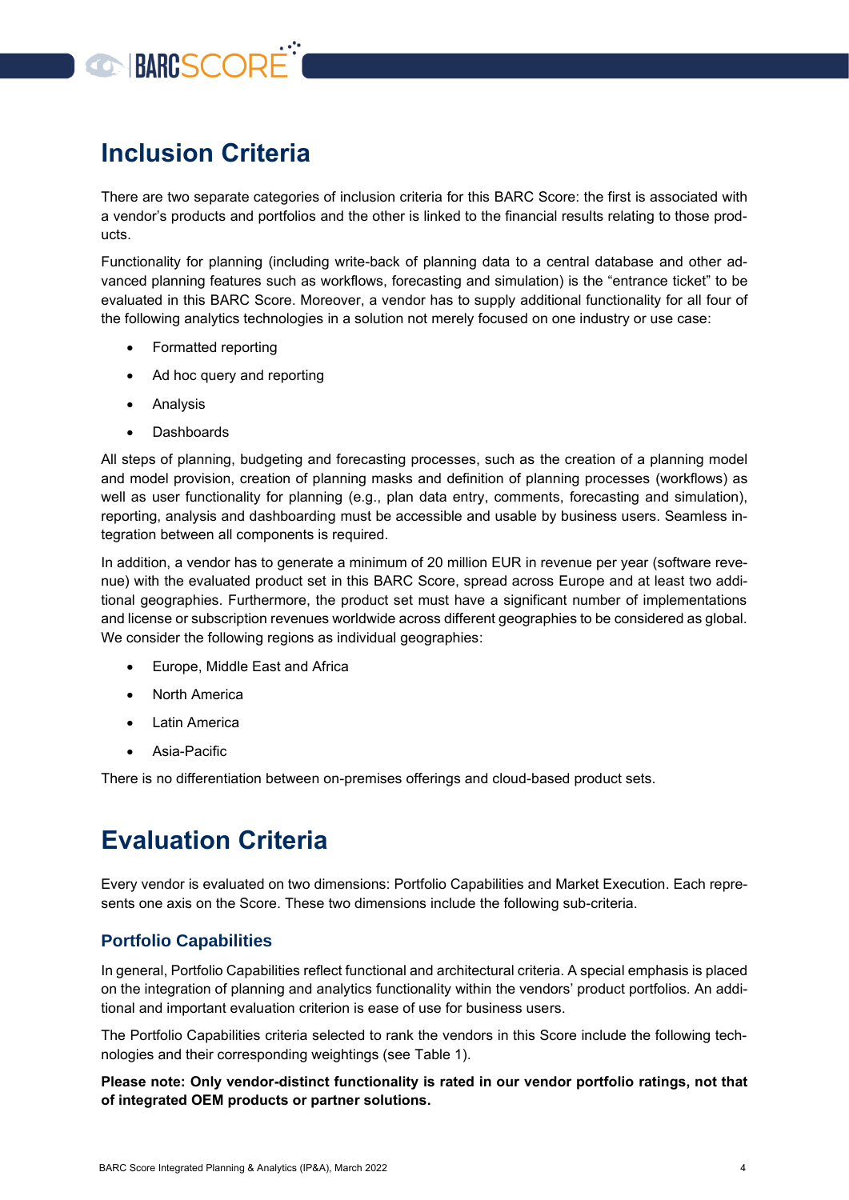# Inclusion Criteria

There are two separate categories of inclusion criteria for this BARC Score: the first is associated with a vendor's products and portfolios and the other is linked to the financial results relating to those products.

Functionality for planning (including write-back of planning data to a central database and other advanced planning features such as workflows, forecasting and simulation) is the "entrance ticket" to be evaluated in this BARC Score. Moreover, a vendor has to supply additional functionality for all four of the following analytics technologies in a solution not merely focused on one industry or use case:

- Formatted reporting
- Ad hoc query and reporting
- Analysis
- Dashboards

All steps of planning, budgeting and forecasting processes, such as the creation of a planning model and model provision, creation of planning masks and definition of planning processes (workflows) as well as user functionality for planning (e.g., plan data entry, comments, forecasting and simulation), reporting, analysis and dashboarding must be accessible and usable by business users. Seamless integration between all components is required.

In addition, a vendor has to generate a minimum of 20 million EUR in revenue per year (software revenue) with the evaluated product set in this BARC Score, spread across Europe and at least two additional geographies. Furthermore, the product set must have a significant number of implementations and license or subscription revenues worldwide across different geographies to be considered as global. We consider the following regions as individual geographies:

- Europe, Middle East and Africa
- North America
- Latin America
- Asia-Pacific

There is no differentiation between on-premises offerings and cloud-based product sets.

# Evaluation Criteria

Every vendor is evaluated on two dimensions: Portfolio Capabilities and Market Execution. Each represents one axis on the Score. These two dimensions include the following sub-criteria.

## Portfolio Capabilities

In general, Portfolio Capabilities reflect functional and architectural criteria. A special emphasis is placed on the integration of planning and analytics functionality within the vendors' product portfolios. An additional and important evaluation criterion is ease of use for business users.

The Portfolio Capabilities criteria selected to rank the vendors in this Score include the following technologies and their corresponding weightings (see Table 1).

**Please note: Only vendor-distinct functionality is rated in our vendor portfolio ratings, not that of integrated OEM products or partner solutions.**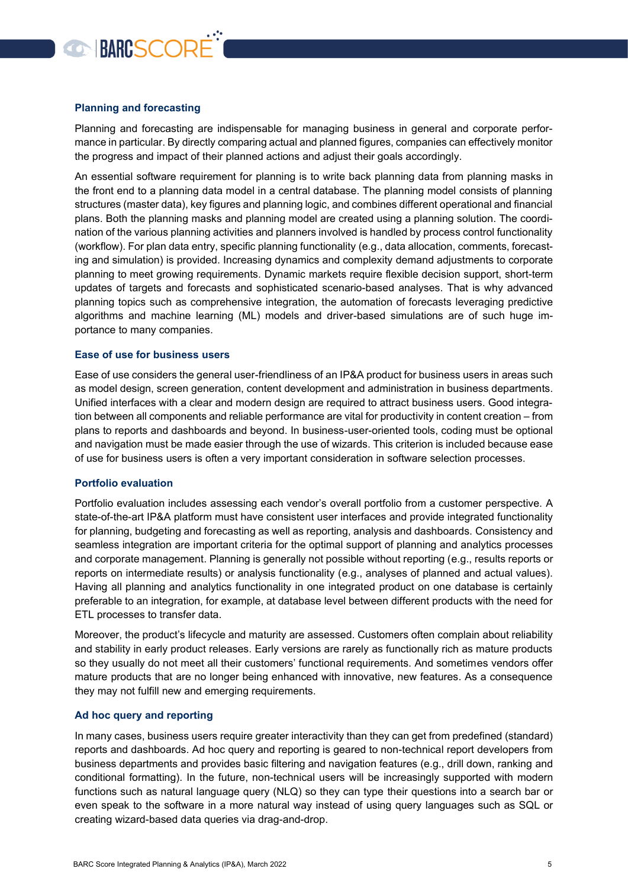### Planning and forecasting

Planning and forecasting are indispensable for managing business in general and corporate performance in particular. By directly comparing actual and planned figures, companies can effectively monitor the progress and impact of their planned actions and adjust their goals accordingly.

An essential software requirement for planning is to write back planning data from planning masks in the front end to a planning data model in a central database. The planning model consists of planning structures (master data), key figures and planning logic, and combines different operational and financial plans. Both the planning masks and planning model are created using a planning solution. The coordination of the various planning activities and planners involved is handled by process control functionality (workflow). For plan data entry, specific planning functionality (e.g., data allocation, comments, forecasting and simulation) is provided. Increasing dynamics and complexity demand adjustments to corporate planning to meet growing requirements. Dynamic markets require flexible decision support, short-term updates of targets and forecasts and sophisticated scenario-based analyses. That is why advanced planning topics such as comprehensive integration, the automation of forecasts leveraging predictive algorithms and machine learning (ML) models and driver-based simulations are of such huge importance to many companies.

### Ease of use for business users

Ease of use considers the general user-friendliness of an IP&A product for business users in areas such as model design, screen generation, content development and administration in business departments. Unified interfaces with a clear and modern design are required to attract business users. Good integration between all components and reliable performance are vital for productivity in content creation – from plans to reports and dashboards and beyond. In business-user-oriented tools, coding must be optional and navigation must be made easier through the use of wizards. This criterion is included because ease of use for business users is often a very important consideration in software selection processes.

### Portfolio evaluation

Portfolio evaluation includes assessing each vendor's overall portfolio from a customer perspective. A state-of-the-art IP&A platform must have consistent user interfaces and provide integrated functionality for planning, budgeting and forecasting as well as reporting, analysis and dashboards. Consistency and seamless integration are important criteria for the optimal support of planning and analytics processes and corporate management. Planning is generally not possible without reporting (e.g., results reports or reports on intermediate results) or analysis functionality (e.g., analyses of planned and actual values). Having all planning and analytics functionality in one integrated product on one database is certainly preferable to an integration, for example, at database level between different products with the need for ETL processes to transfer data.

Moreover, the product's lifecycle and maturity are assessed. Customers often complain about reliability and stability in early product releases. Early versions are rarely as functionally rich as mature products so they usually do not meet all their customers' functional requirements. And sometimes vendors offer mature products that are no longer being enhanced with innovative, new features. As a consequence they may not fulfill new and emerging requirements.

### Ad hoc query and reporting

In many cases, business users require greater interactivity than they can get from predefined (standard) reports and dashboards. Ad hoc query and reporting is geared to non-technical report developers from business departments and provides basic filtering and navigation features (e.g., drill down, ranking and conditional formatting). In the future, non-technical users will be increasingly supported with modern functions such as natural language query (NLQ) so they can type their questions into a search bar or even speak to the software in a more natural way instead of using query languages such as SQL or creating wizard-based data queries via drag-and-drop.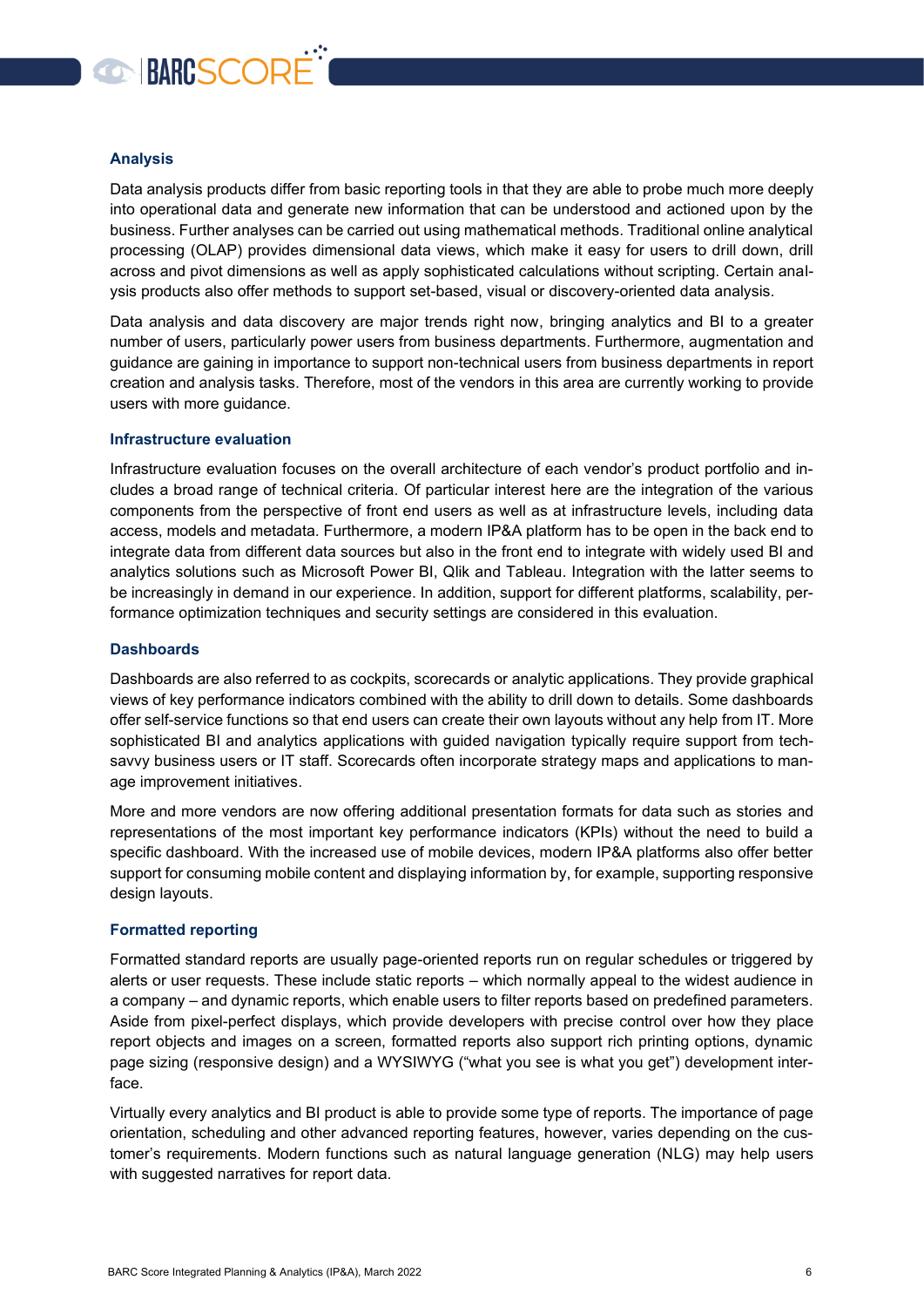### Analysis

Data analysis products differ from basic reporting tools in that they are able to probe much more deeply into operational data and generate new information that can be understood and actioned upon by the business. Further analyses can be carried out using mathematical methods. Traditional online analytical processing (OLAP) provides dimensional data views, which make it easy for users to drill down, drill across and pivot dimensions as well as apply sophisticated calculations without scripting. Certain analysis products also offer methods to support set-based, visual or discovery-oriented data analysis.

Data analysis and data discovery are major trends right now, bringing analytics and BI to a greater number of users, particularly power users from business departments. Furthermore, augmentation and guidance are gaining in importance to support non-technical users from business departments in report creation and analysis tasks. Therefore, most of the vendors in this area are currently working to provide users with more guidance.

### Infrastructure evaluation

Infrastructure evaluation focuses on the overall architecture of each vendor's product portfolio and includes a broad range of technical criteria. Of particular interest here are the integration of the various components from the perspective of front end users as well as at infrastructure levels, including data access, models and metadata. Furthermore, a modern IP&A platform has to be open in the back end to integrate data from different data sources but also in the front end to integrate with widely used BI and analytics solutions such as Microsoft Power BI, Qlik and Tableau. Integration with the latter seems to be increasingly in demand in our experience. In addition, support for different platforms, scalability, performance optimization techniques and security settings are considered in this evaluation.

### Dashboards

Dashboards are also referred to as cockpits, scorecards or analytic applications. They provide graphical views of key performance indicators combined with the ability to drill down to details. Some dashboards offer self-service functions so that end users can create their own layouts without any help from IT. More sophisticated BI and analytics applications with guided navigation typically require support from tech-savvy business users or IT staff. Scorecards often incorporate strategy maps and applications to manage improvement initiatives.

More and more vendors are now offering additional presentation formats for data such as stories and representations of the most important key performance indicators (KPIs) without the need to build a specific dashboard. With the increased use of mobile devices, modern IP&A platforms also offer better support for consuming mobile content and displaying information by, for example, supporting responsive design layouts.

### Formatted reporting

Formatted standard reports are usually page-oriented reports run on regular schedules or triggered by alerts or user requests. These include static reports – which normally appeal to the widest audience in a company – and dynamic reports, which enable users to filter reports based on predefined parameters. Aside from pixel-perfect displays, which provide developers with precise control over how they place report objects and images on a screen, formatted reports also support rich printing options, dynamic page sizing (responsive design) and a WYSIWYG ("what you see is what you get") development interface.

Virtually every analytics and BI product is able to provide some type of reports. The importance of page orientation, scheduling and other advanced reporting features, however, varies depending on the customer's requirements. Modern functions such as natural language generation (NLG) may help users with suggested narratives for report data.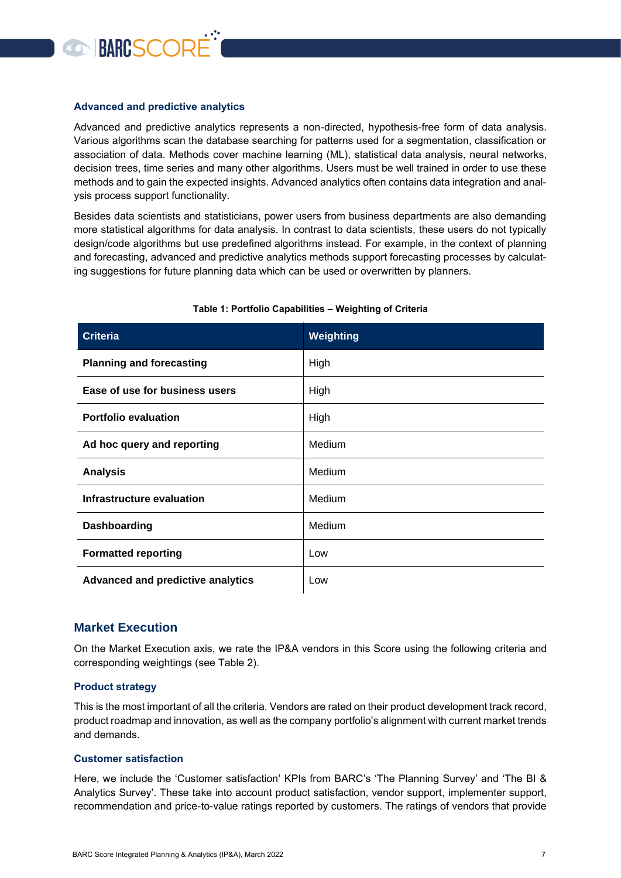### Advanced and predictive analytics

Advanced and predictive analytics represents a non-directed, hypothesis-free form of data analysis. Various algorithms scan the database searching for patterns used for a segmentation, classification or association of data. Methods cover machine learning (ML), statistical data analysis, neural networks, decision trees, time series and many other algorithms. Users must be well trained in order to use these methods and to gain the expected insights. Advanced analytics often contains data integration and analysis process support functionality.

Besides data scientists and statisticians, power users from business departments are also demanding more statistical algorithms for data analysis. In contrast to data scientists, these users do not typically design/code algorithms but use predefined algorithms instead. For example, in the context of planning and forecasting, advanced and predictive analytics methods support forecasting processes by calculating suggestions for future planning data which can be used or overwritten by planners.

**Table 1: Portfolio Capabilities – Weighting of Criteria**

| Criteria | Weighting |
|---|---|
| **Planning and forecasting** | High |
| **Ease of use for business users** | High |
| **Portfolio evaluation** | High |
| **Ad hoc query and reporting** | Medium |
| **Analysis** | Medium |
| **Infrastructure evaluation** | Medium |
| **Dashboarding** | Medium |
| **Formatted reporting** | Low |
| **Advanced and predictive analytics** | Low |

## Market Execution

On the Market Execution axis, we rate the IP&A vendors in this Score using the following criteria and corresponding weightings (see Table 2).

### Product strategy

This is the most important of all the criteria. Vendors are rated on their product development track record, product roadmap and innovation, as well as the company portfolio's alignment with current market trends and demands.

### Customer satisfaction

Here, we include the 'Customer satisfaction' KPIs from BARC's 'The Planning Survey' and 'The BI & Analytics Survey'. These take into account product satisfaction, vendor support, implementer support, recommendation and price-to-value ratings reported by customers. The ratings of vendors that provide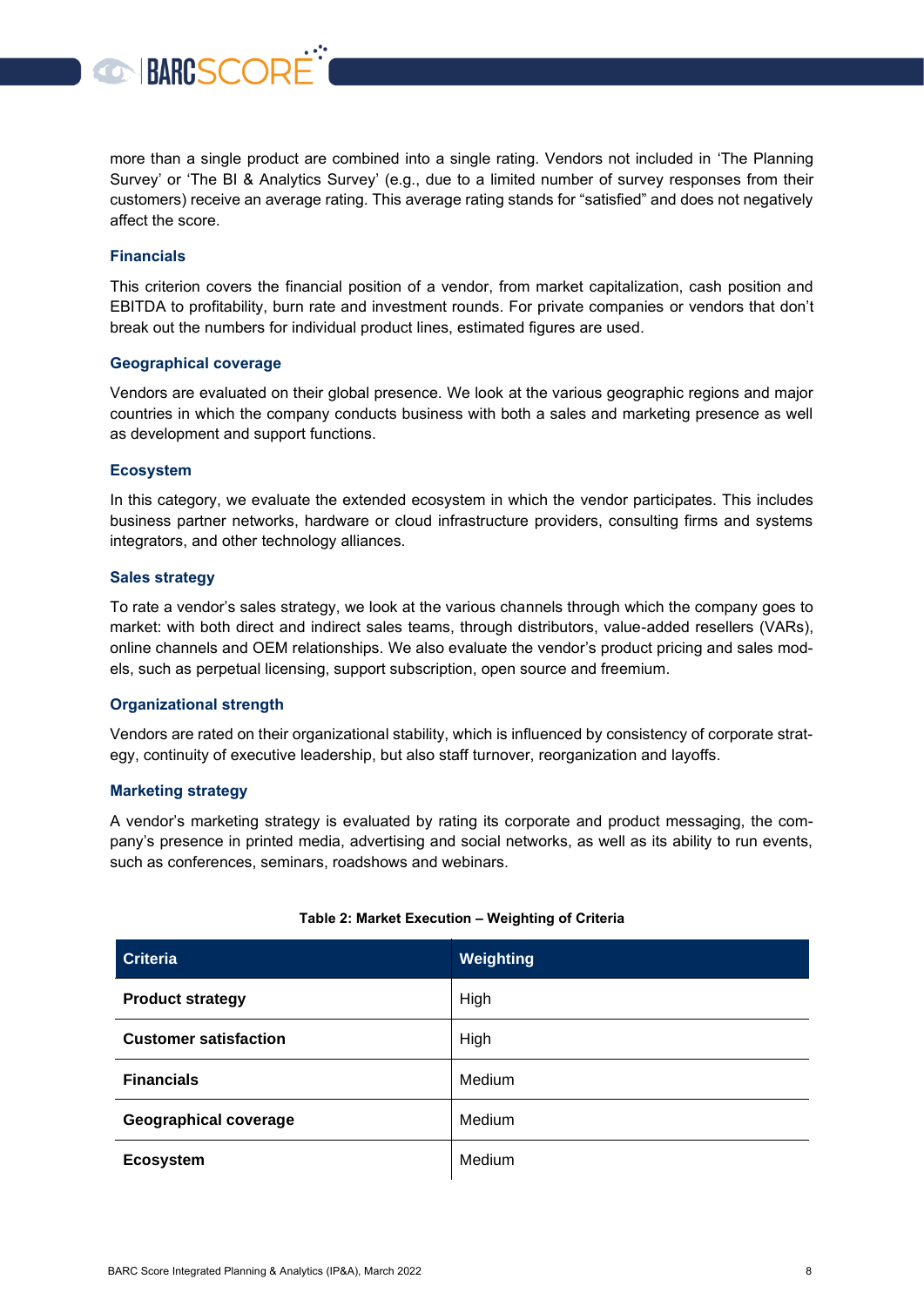more than a single product are combined into a single rating. Vendors not included in 'The Planning Survey' or 'The BI & Analytics Survey' (e.g., due to a limited number of survey responses from their customers) receive an average rating. This average rating stands for "satisfied" and does not negatively affect the score.

### Financials

This criterion covers the financial position of a vendor, from market capitalization, cash position and EBITDA to profitability, burn rate and investment rounds. For private companies or vendors that don't break out the numbers for individual product lines, estimated figures are used.

### Geographical coverage

Vendors are evaluated on their global presence. We look at the various geographic regions and major countries in which the company conducts business with both a sales and marketing presence as well as development and support functions.

### Ecosystem

In this category, we evaluate the extended ecosystem in which the vendor participates. This includes business partner networks, hardware or cloud infrastructure providers, consulting firms and systems integrators, and other technology alliances.

### Sales strategy

To rate a vendor's sales strategy, we look at the various channels through which the company goes to market: with both direct and indirect sales teams, through distributors, value-added resellers (VARs), online channels and OEM relationships. We also evaluate the vendor's product pricing and sales models, such as perpetual licensing, support subscription, open source and freemium.

### Organizational strength

Vendors are rated on their organizational stability, which is influenced by consistency of corporate strategy, continuity of executive leadership, but also staff turnover, reorganization and layoffs.

### Marketing strategy

A vendor's marketing strategy is evaluated by rating its corporate and product messaging, the company's presence in printed media, advertising and social networks, as well as its ability to run events, such as conferences, seminars, roadshows and webinars.

**Table 2: Market Execution – Weighting of Criteria**

| Criteria | Weighting |
| --- | --- |
| **Product strategy** | High |
| **Customer satisfaction** | High |
| **Financials** | Medium |
| **Geographical coverage** | Medium |
| **Ecosystem** | Medium |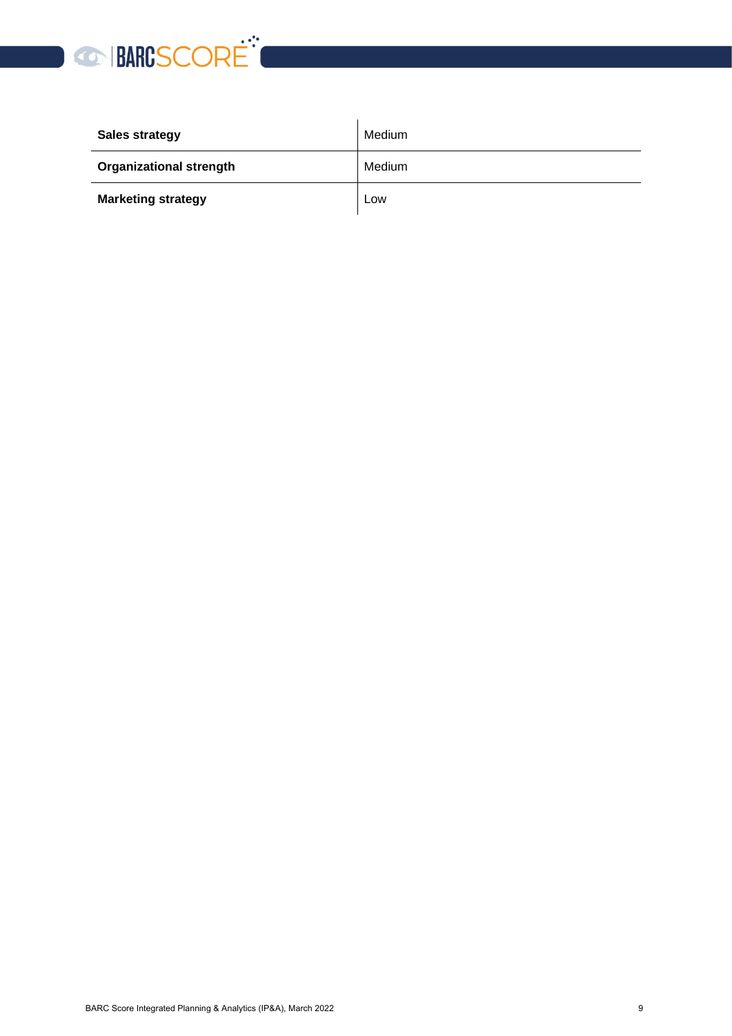| | |
|---|---|
| **Sales strategy** | Medium |
| **Organizational strength** | Medium |
| **Marketing strategy** | Low |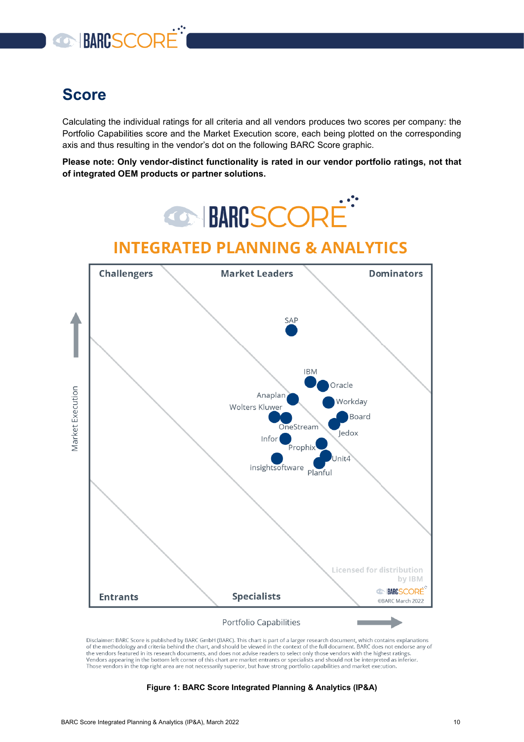# Score

Calculating the individual ratings for all criteria and all vendors produces two scores per company: the Portfolio Capabilities score and the Market Execution score, each being plotted on the corresponding axis and thus resulting in the vendor's dot on the following BARC Score graphic.

**Please note: Only vendor-distinct functionality is rated in our vendor portfolio ratings, not that of integrated OEM products or partner solutions.**

BARC SCORE

INTEGRATED PLANNING & ANALYTICS

Challengers

Market Leaders

Dominators

Entrants

Specialists

Market Execution

Portfolio Capabilities

SAP

IBM

Oracle

Anaplan

Workday

Wolters Kluwer

Board

OneStream

Jedox

Infor

Prophix

Unit4

insightsoftware

Planful

Licensed for distribution by IBM

BARC SCORE

©BARC March 2022

Disclaimer: BARC Score is published by BARC GmbH (BARC). This chart is part of a larger research document, which contains explanations of the methodology and criteria behind the chart, and should be viewed in the context of the full document. BARC does not endorse any of the vendors featured in its research documents, and does not advise readers to select only those vendors with the highest ratings. Vendors appearing in the bottom left corner of this chart are market entrants or specialists and should not be interpreted as inferior. Those vendors in the top right area are not necessarily superior, but have strong portfolio capabilities and market execution.

**Figure 1: BARC Score Integrated Planning & Analytics (IP&A)**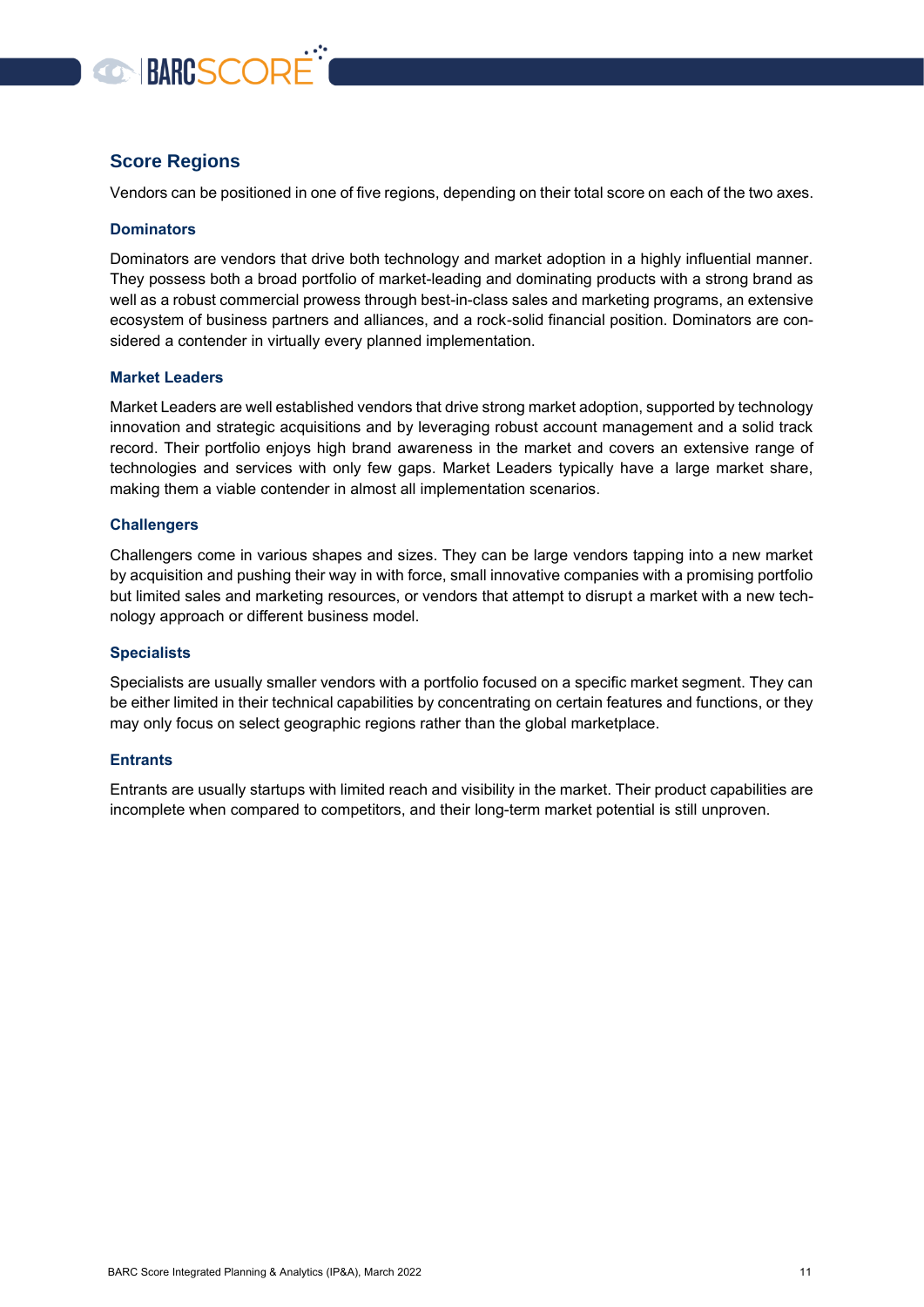## Score Regions

Vendors can be positioned in one of five regions, depending on their total score on each of the two axes.

### Dominators

Dominators are vendors that drive both technology and market adoption in a highly influential manner. They possess both a broad portfolio of market-leading and dominating products with a strong brand as well as a robust commercial prowess through best-in-class sales and marketing programs, an extensive ecosystem of business partners and alliances, and a rock-solid financial position. Dominators are considered a contender in virtually every planned implementation.

### Market Leaders

Market Leaders are well established vendors that drive strong market adoption, supported by technology innovation and strategic acquisitions and by leveraging robust account management and a solid track record. Their portfolio enjoys high brand awareness in the market and covers an extensive range of technologies and services with only few gaps. Market Leaders typically have a large market share, making them a viable contender in almost all implementation scenarios.

### Challengers

Challengers come in various shapes and sizes. They can be large vendors tapping into a new market by acquisition and pushing their way in with force, small innovative companies with a promising portfolio but limited sales and marketing resources, or vendors that attempt to disrupt a market with a new technology approach or different business model.

### Specialists

Specialists are usually smaller vendors with a portfolio focused on a specific market segment. They can be either limited in their technical capabilities by concentrating on certain features and functions, or they may only focus on select geographic regions rather than the global marketplace.

### Entrants

Entrants are usually startups with limited reach and visibility in the market. Their product capabilities are incomplete when compared to competitors, and their long-term market potential is still unproven.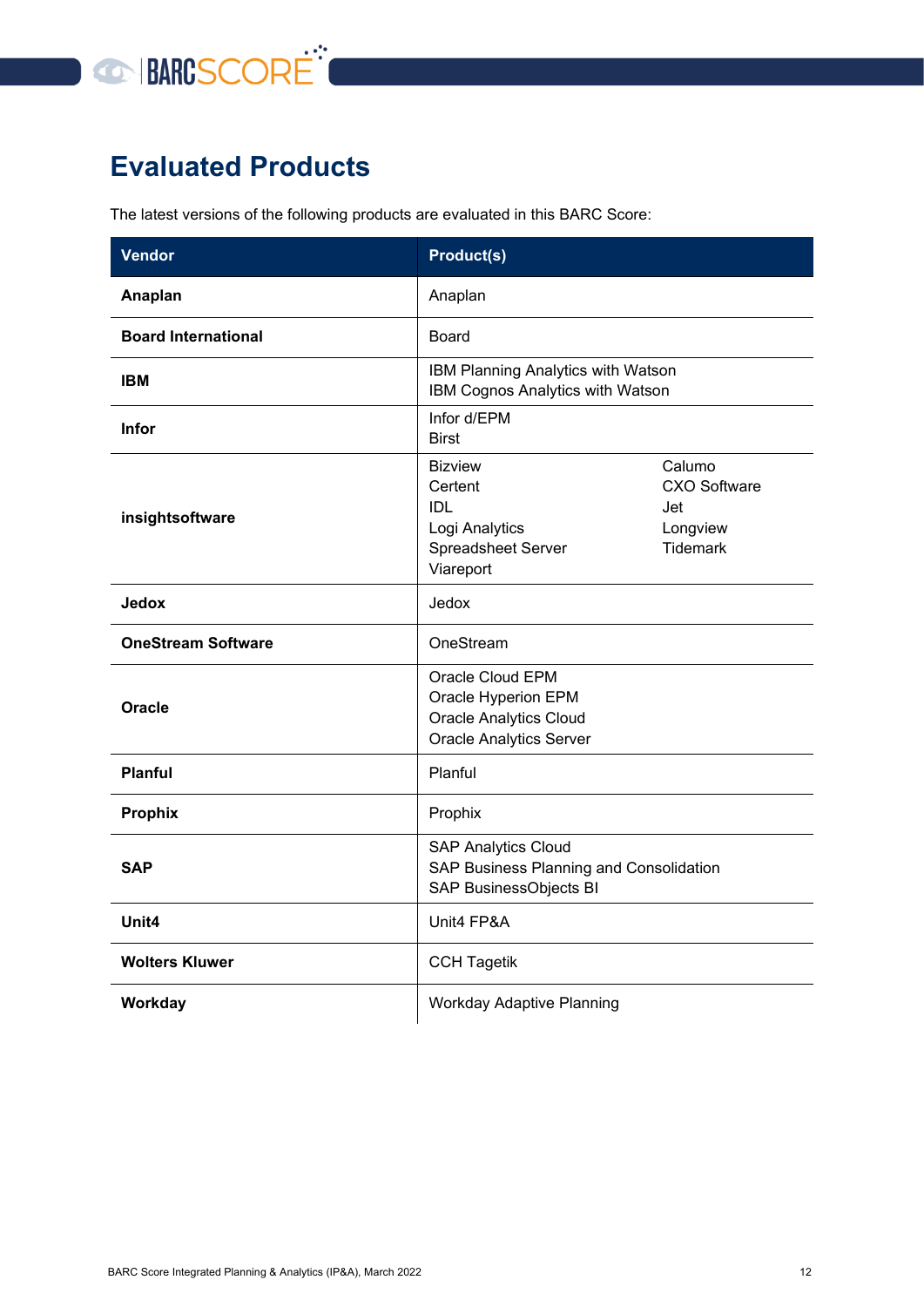# Evaluated Products

The latest versions of the following products are evaluated in this BARC Score:

| Vendor | Product(s) |
|---|---|
| **Anaplan** | Anaplan |
| **Board International** | Board |
| **IBM** | IBM Planning Analytics with Watson<br>IBM Cognos Analytics with Watson |
| **Infor** | Infor d/EPM<br>Birst |
| **insightsoftware** | Bizview<br>Certent<br>IDL<br>Logi Analytics<br>Spreadsheet Server<br>Viareport<br>Calumo<br>CXO Software<br>Jet<br>Longview<br>Tidemark |
| **Jedox** | Jedox |
| **OneStream Software** | OneStream |
| **Oracle** | Oracle Cloud EPM<br>Oracle Hyperion EPM<br>Oracle Analytics Cloud<br>Oracle Analytics Server |
| **Planful** | Planful |
| **Prophix** | Prophix |
| **SAP** | SAP Analytics Cloud<br>SAP Business Planning and Consolidation<br>SAP BusinessObjects BI |
| **Unit4** | Unit4 FP&A |
| **Wolters Kluwer** | CCH Tagetik |
| **Workday** | Workday Adaptive Planning |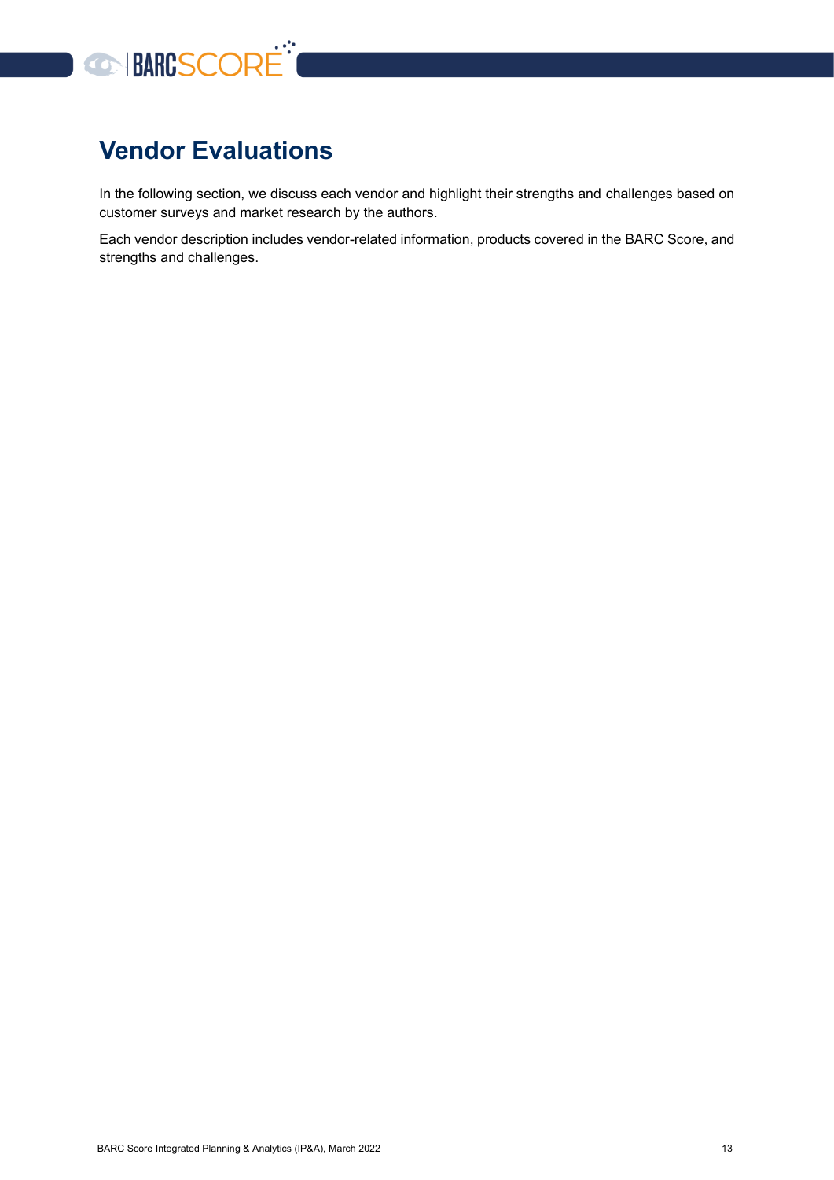# Vendor Evaluations

In the following section, we discuss each vendor and highlight their strengths and challenges based on customer surveys and market research by the authors.

Each vendor description includes vendor-related information, products covered in the BARC Score, and strengths and challenges.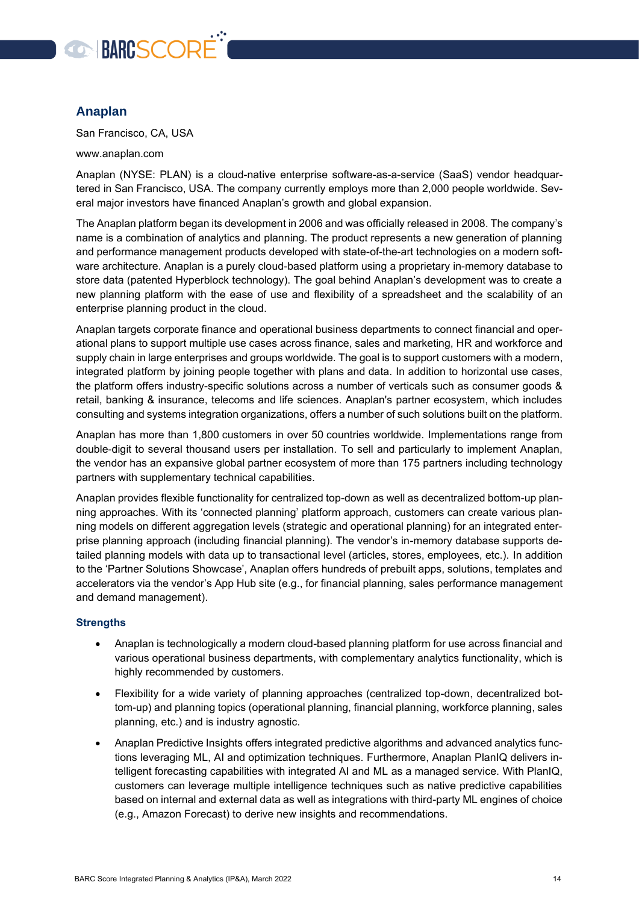## Anaplan

San Francisco, CA, USA

www.anaplan.com

Anaplan (NYSE: PLAN) is a cloud-native enterprise software-as-a-service (SaaS) vendor headquartered in San Francisco, USA. The company currently employs more than 2,000 people worldwide. Several major investors have financed Anaplan's growth and global expansion.

The Anaplan platform began its development in 2006 and was officially released in 2008. The company's name is a combination of analytics and planning. The product represents a new generation of planning and performance management products developed with state-of-the-art technologies on a modern software architecture. Anaplan is a purely cloud-based platform using a proprietary in-memory database to store data (patented Hyperblock technology). The goal behind Anaplan's development was to create a new planning platform with the ease of use and flexibility of a spreadsheet and the scalability of an enterprise planning product in the cloud.

Anaplan targets corporate finance and operational business departments to connect financial and operational plans to support multiple use cases across finance, sales and marketing, HR and workforce and supply chain in large enterprises and groups worldwide. The goal is to support customers with a modern, integrated platform by joining people together with plans and data. In addition to horizontal use cases, the platform offers industry-specific solutions across a number of verticals such as consumer goods & retail, banking & insurance, telecoms and life sciences. Anaplan's partner ecosystem, which includes consulting and systems integration organizations, offers a number of such solutions built on the platform.

Anaplan has more than 1,800 customers in over 50 countries worldwide. Implementations range from double-digit to several thousand users per installation. To sell and particularly to implement Anaplan, the vendor has an expansive global partner ecosystem of more than 175 partners including technology partners with supplementary technical capabilities.

Anaplan provides flexible functionality for centralized top-down as well as decentralized bottom-up planning approaches. With its 'connected planning' platform approach, customers can create various planning models on different aggregation levels (strategic and operational planning) for an integrated enterprise planning approach (including financial planning). The vendor's in-memory database supports detailed planning models with data up to transactional level (articles, stores, employees, etc.). In addition to the 'Partner Solutions Showcase', Anaplan offers hundreds of prebuilt apps, solutions, templates and accelerators via the vendor's App Hub site (e.g., for financial planning, sales performance management and demand management).

### Strengths

- Anaplan is technologically a modern cloud-based planning platform for use across financial and various operational business departments, with complementary analytics functionality, which is highly recommended by customers.
- Flexibility for a wide variety of planning approaches (centralized top-down, decentralized bottom-up) and planning topics (operational planning, financial planning, workforce planning, sales planning, etc.) and is industry agnostic.
- Anaplan Predictive Insights offers integrated predictive algorithms and advanced analytics functions leveraging ML, AI and optimization techniques. Furthermore, Anaplan PlanIQ delivers intelligent forecasting capabilities with integrated AI and ML as a managed service. With PlanIQ, customers can leverage multiple intelligence techniques such as native predictive capabilities based on internal and external data as well as integrations with third-party ML engines of choice (e.g., Amazon Forecast) to derive new insights and recommendations.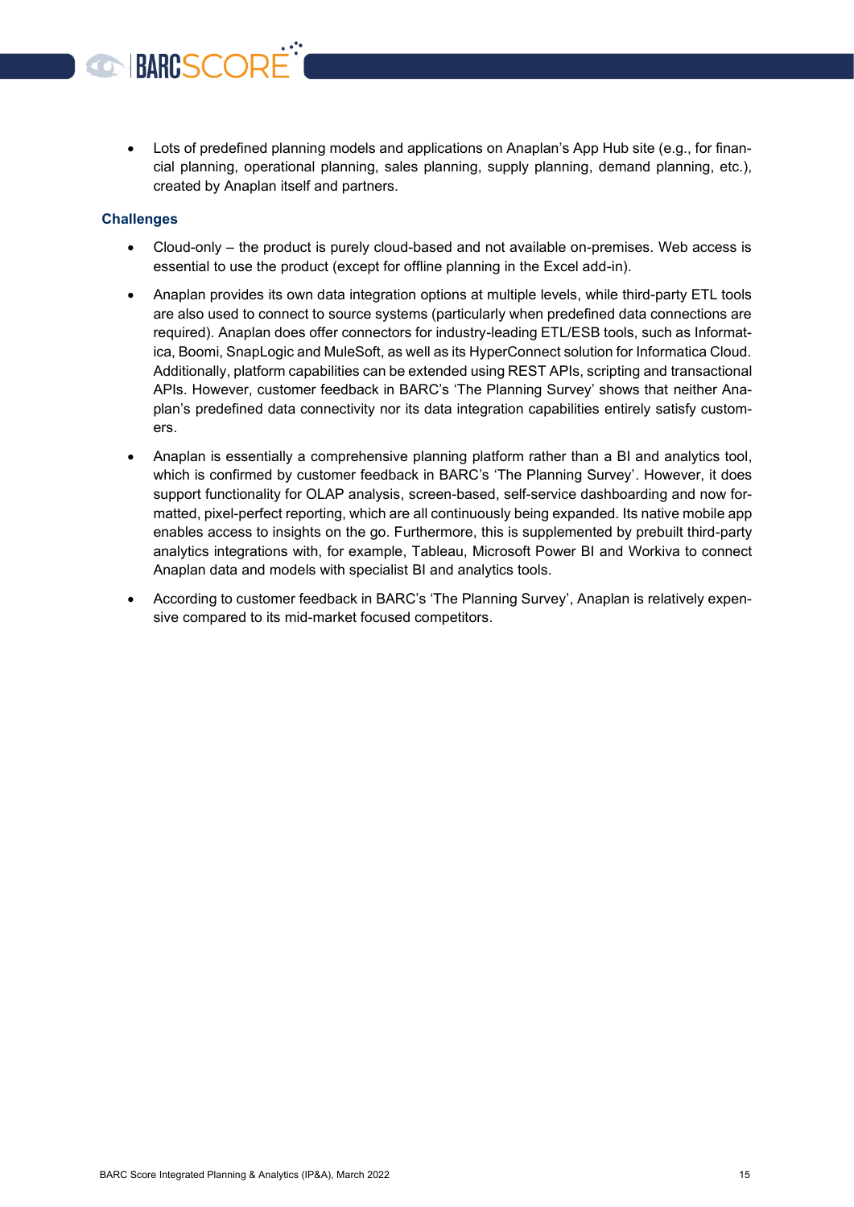- Lots of predefined planning models and applications on Anaplan's App Hub site (e.g., for financial planning, operational planning, sales planning, supply planning, demand planning, etc.), created by Anaplan itself and partners.

### Challenges

- Cloud-only – the product is purely cloud-based and not available on-premises. Web access is essential to use the product (except for offline planning in the Excel add-in).
- Anaplan provides its own data integration options at multiple levels, while third-party ETL tools are also used to connect to source systems (particularly when predefined data connections are required). Anaplan does offer connectors for industry-leading ETL/ESB tools, such as Informatica, Boomi, SnapLogic and MuleSoft, as well as its HyperConnect solution for Informatica Cloud. Additionally, platform capabilities can be extended using REST APIs, scripting and transactional APIs. However, customer feedback in BARC's 'The Planning Survey' shows that neither Anaplan's predefined data connectivity nor its data integration capabilities entirely satisfy customers.
- Anaplan is essentially a comprehensive planning platform rather than a BI and analytics tool, which is confirmed by customer feedback in BARC's 'The Planning Survey'. However, it does support functionality for OLAP analysis, screen-based, self-service dashboarding and now formatted, pixel-perfect reporting, which are all continuously being expanded. Its native mobile app enables access to insights on the go. Furthermore, this is supplemented by prebuilt third-party analytics integrations with, for example, Tableau, Microsoft Power BI and Workiva to connect Anaplan data and models with specialist BI and analytics tools.
- According to customer feedback in BARC's 'The Planning Survey', Anaplan is relatively expensive compared to its mid-market focused competitors.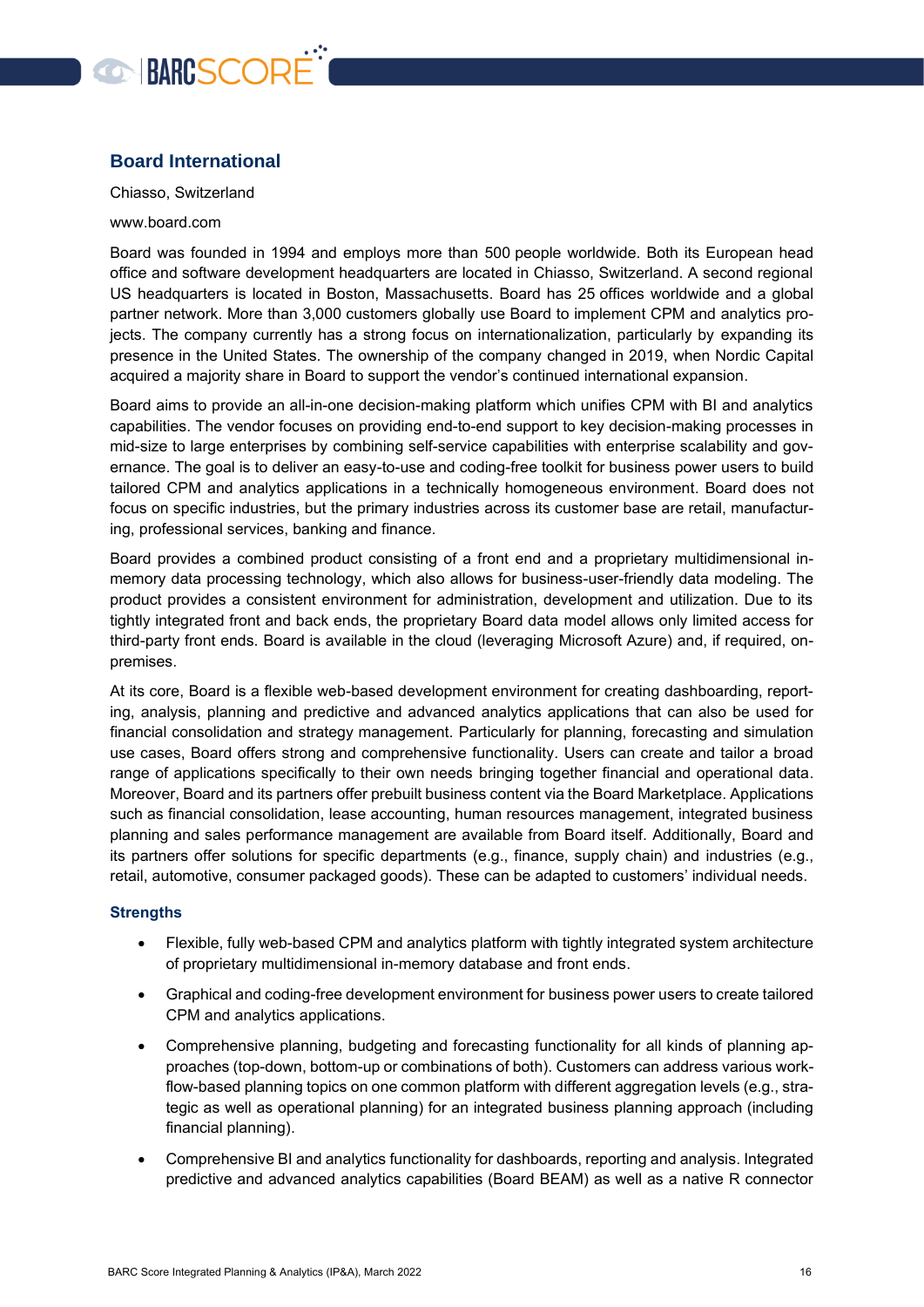## Board International

Chiasso, Switzerland

www.board.com

Board was founded in 1994 and employs more than 500 people worldwide. Both its European head office and software development headquarters are located in Chiasso, Switzerland. A second regional US headquarters is located in Boston, Massachusetts. Board has 25 offices worldwide and a global partner network. More than 3,000 customers globally use Board to implement CPM and analytics projects. The company currently has a strong focus on internationalization, particularly by expanding its presence in the United States. The ownership of the company changed in 2019, when Nordic Capital acquired a majority share in Board to support the vendor's continued international expansion.

Board aims to provide an all-in-one decision-making platform which unifies CPM with BI and analytics capabilities. The vendor focuses on providing end-to-end support to key decision-making processes in mid-size to large enterprises by combining self-service capabilities with enterprise scalability and governance. The goal is to deliver an easy-to-use and coding-free toolkit for business power users to build tailored CPM and analytics applications in a technically homogeneous environment. Board does not focus on specific industries, but the primary industries across its customer base are retail, manufacturing, professional services, banking and finance.

Board provides a combined product consisting of a front end and a proprietary multidimensional in-memory data processing technology, which also allows for business-user-friendly data modeling. The product provides a consistent environment for administration, development and utilization. Due to its tightly integrated front and back ends, the proprietary Board data model allows only limited access for third-party front ends. Board is available in the cloud (leveraging Microsoft Azure) and, if required, on-premises.

At its core, Board is a flexible web-based development environment for creating dashboarding, reporting, analysis, planning and predictive and advanced analytics applications that can also be used for financial consolidation and strategy management. Particularly for planning, forecasting and simulation use cases, Board offers strong and comprehensive functionality. Users can create and tailor a broad range of applications specifically to their own needs bringing together financial and operational data. Moreover, Board and its partners offer prebuilt business content via the Board Marketplace. Applications such as financial consolidation, lease accounting, human resources management, integrated business planning and sales performance management are available from Board itself. Additionally, Board and its partners offer solutions for specific departments (e.g., finance, supply chain) and industries (e.g., retail, automotive, consumer packaged goods). These can be adapted to customers' individual needs.

### Strengths

- Flexible, fully web-based CPM and analytics platform with tightly integrated system architecture of proprietary multidimensional in-memory database and front ends.
- Graphical and coding-free development environment for business power users to create tailored CPM and analytics applications.
- Comprehensive planning, budgeting and forecasting functionality for all kinds of planning approaches (top-down, bottom-up or combinations of both). Customers can address various workflow-based planning topics on one common platform with different aggregation levels (e.g., strategic as well as operational planning) for an integrated business planning approach (including financial planning).
- Comprehensive BI and analytics functionality for dashboards, reporting and analysis. Integrated predictive and advanced analytics capabilities (Board BEAM) as well as a native R connector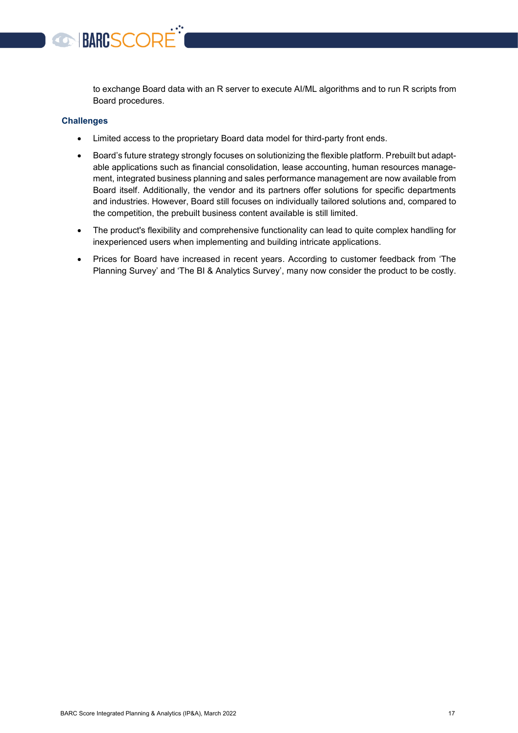to exchange Board data with an R server to execute AI/ML algorithms and to run R scripts from Board procedures.

### Challenges

- Limited access to the proprietary Board data model for third-party front ends.
- Board's future strategy strongly focuses on solutionizing the flexible platform. Prebuilt but adaptable applications such as financial consolidation, lease accounting, human resources management, integrated business planning and sales performance management are now available from Board itself. Additionally, the vendor and its partners offer solutions for specific departments and industries. However, Board still focuses on individually tailored solutions and, compared to the competition, the prebuilt business content available is still limited.
- The product's flexibility and comprehensive functionality can lead to quite complex handling for inexperienced users when implementing and building intricate applications.
- Prices for Board have increased in recent years. According to customer feedback from 'The Planning Survey' and 'The BI & Analytics Survey', many now consider the product to be costly.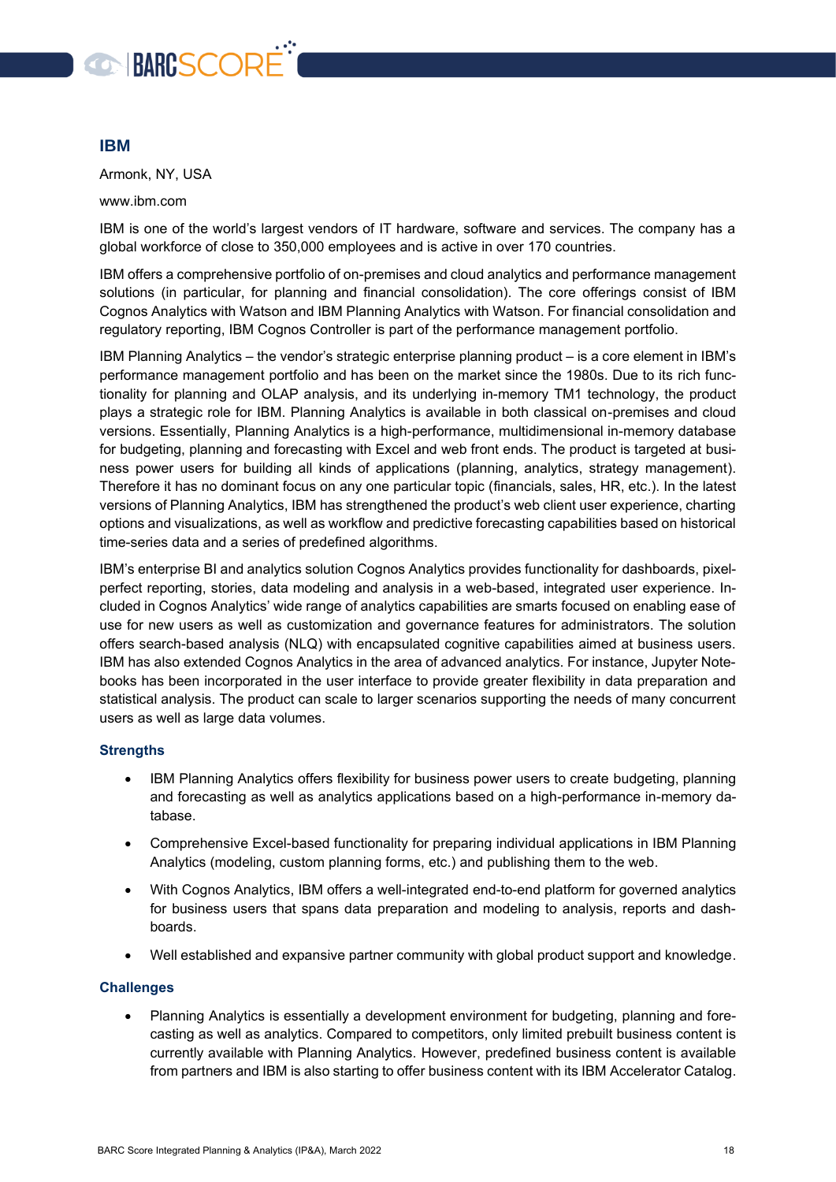## IBM

Armonk, NY, USA

www.ibm.com

IBM is one of the world's largest vendors of IT hardware, software and services. The company has a global workforce of close to 350,000 employees and is active in over 170 countries.

IBM offers a comprehensive portfolio of on-premises and cloud analytics and performance management solutions (in particular, for planning and financial consolidation). The core offerings consist of IBM Cognos Analytics with Watson and IBM Planning Analytics with Watson. For financial consolidation and regulatory reporting, IBM Cognos Controller is part of the performance management portfolio.

IBM Planning Analytics – the vendor's strategic enterprise planning product – is a core element in IBM's performance management portfolio and has been on the market since the 1980s. Due to its rich functionality for planning and OLAP analysis, and its underlying in-memory TM1 technology, the product plays a strategic role for IBM. Planning Analytics is available in both classical on-premises and cloud versions. Essentially, Planning Analytics is a high-performance, multidimensional in-memory database for budgeting, planning and forecasting with Excel and web front ends. The product is targeted at business power users for building all kinds of applications (planning, analytics, strategy management). Therefore it has no dominant focus on any one particular topic (financials, sales, HR, etc.). In the latest versions of Planning Analytics, IBM has strengthened the product's web client user experience, charting options and visualizations, as well as workflow and predictive forecasting capabilities based on historical time-series data and a series of predefined algorithms.

IBM's enterprise BI and analytics solution Cognos Analytics provides functionality for dashboards, pixel-perfect reporting, stories, data modeling and analysis in a web-based, integrated user experience. Included in Cognos Analytics' wide range of analytics capabilities are smarts focused on enabling ease of use for new users as well as customization and governance features for administrators. The solution offers search-based analysis (NLQ) with encapsulated cognitive capabilities aimed at business users. IBM has also extended Cognos Analytics in the area of advanced analytics. For instance, Jupyter Notebooks has been incorporated in the user interface to provide greater flexibility in data preparation and statistical analysis. The product can scale to larger scenarios supporting the needs of many concurrent users as well as large data volumes.

### Strengths

- IBM Planning Analytics offers flexibility for business power users to create budgeting, planning and forecasting as well as analytics applications based on a high-performance in-memory database.
- Comprehensive Excel-based functionality for preparing individual applications in IBM Planning Analytics (modeling, custom planning forms, etc.) and publishing them to the web.
- With Cognos Analytics, IBM offers a well-integrated end-to-end platform for governed analytics for business users that spans data preparation and modeling to analysis, reports and dashboards.
- Well established and expansive partner community with global product support and knowledge.

### Challenges

- Planning Analytics is essentially a development environment for budgeting, planning and forecasting as well as analytics. Compared to competitors, only limited prebuilt business content is currently available with Planning Analytics. However, predefined business content is available from partners and IBM is also starting to offer business content with its IBM Accelerator Catalog.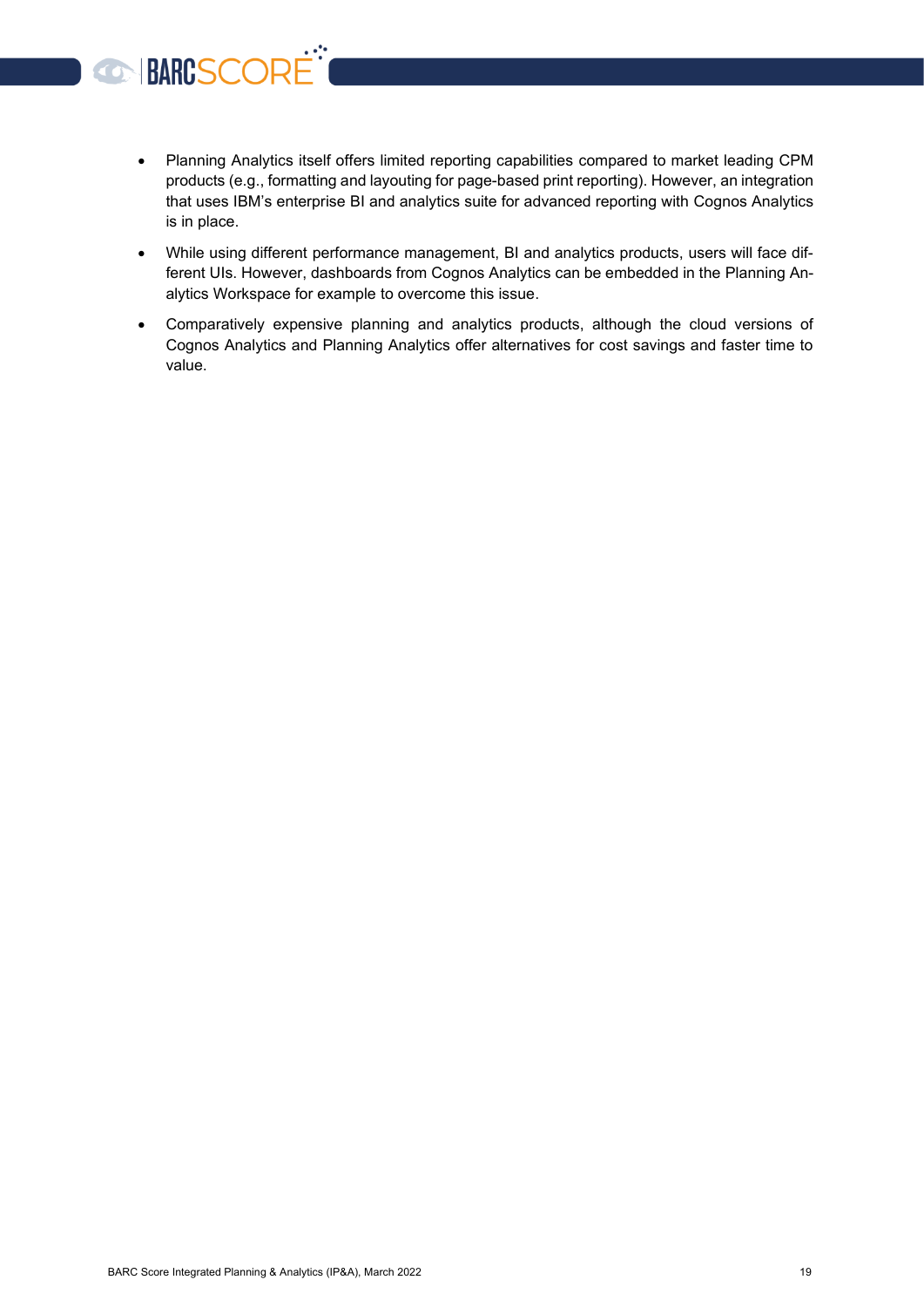- Planning Analytics itself offers limited reporting capabilities compared to market leading CPM products (e.g., formatting and layouting for page-based print reporting). However, an integration that uses IBM's enterprise BI and analytics suite for advanced reporting with Cognos Analytics is in place.
- While using different performance management, BI and analytics products, users will face different UIs. However, dashboards from Cognos Analytics can be embedded in the Planning Analytics Workspace for example to overcome this issue.
- Comparatively expensive planning and analytics products, although the cloud versions of Cognos Analytics and Planning Analytics offer alternatives for cost savings and faster time to value.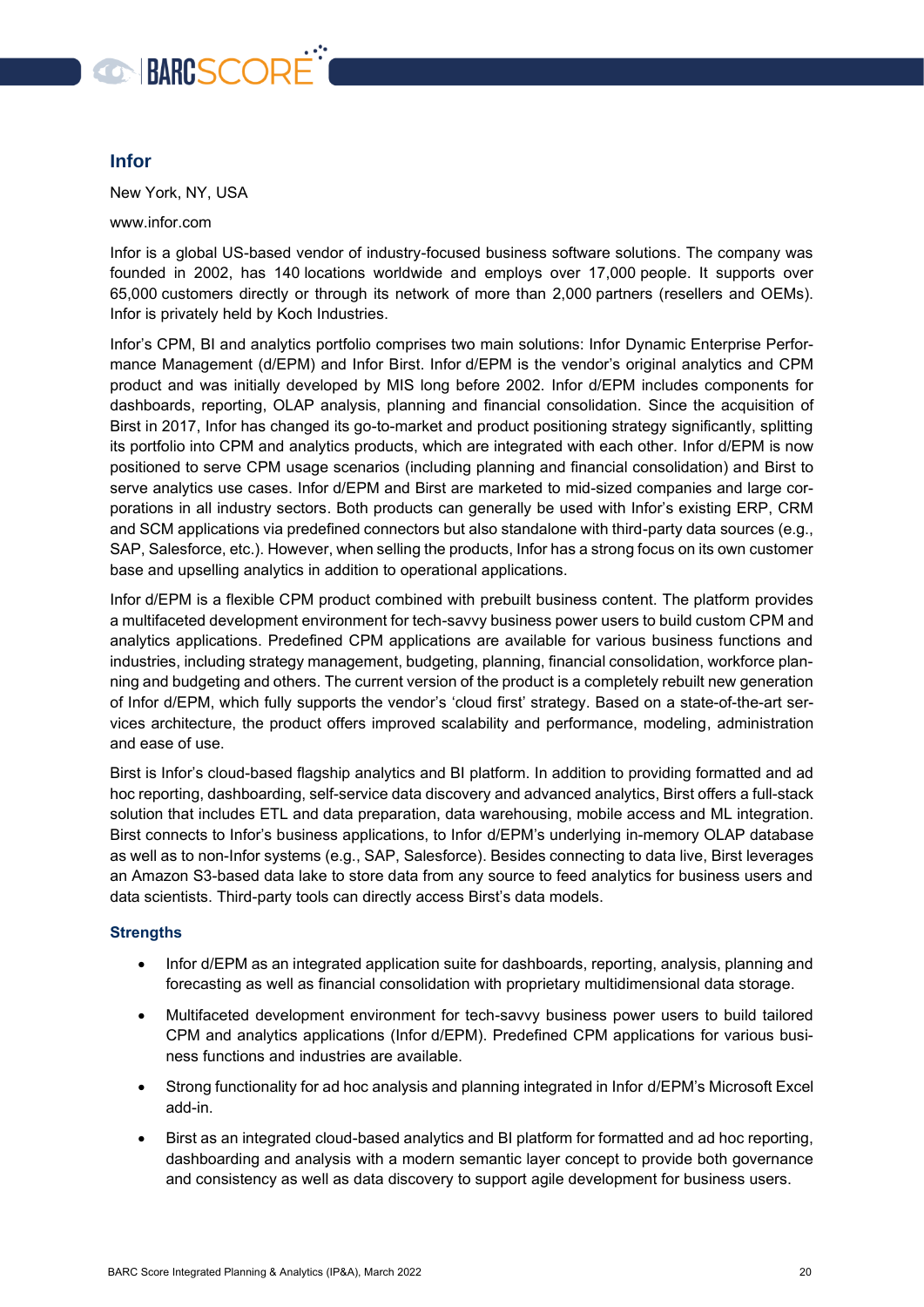## Infor

New York, NY, USA

www.infor.com

Infor is a global US-based vendor of industry-focused business software solutions. The company was founded in 2002, has 140 locations worldwide and employs over 17,000 people. It supports over 65,000 customers directly or through its network of more than 2,000 partners (resellers and OEMs). Infor is privately held by Koch Industries.

Infor's CPM, BI and analytics portfolio comprises two main solutions: Infor Dynamic Enterprise Performance Management (d/EPM) and Infor Birst. Infor d/EPM is the vendor's original analytics and CPM product and was initially developed by MIS long before 2002. Infor d/EPM includes components for dashboards, reporting, OLAP analysis, planning and financial consolidation. Since the acquisition of Birst in 2017, Infor has changed its go-to-market and product positioning strategy significantly, splitting its portfolio into CPM and analytics products, which are integrated with each other. Infor d/EPM is now positioned to serve CPM usage scenarios (including planning and financial consolidation) and Birst to serve analytics use cases. Infor d/EPM and Birst are marketed to mid-sized companies and large corporations in all industry sectors. Both products can generally be used with Infor's existing ERP, CRM and SCM applications via predefined connectors but also standalone with third-party data sources (e.g., SAP, Salesforce, etc.). However, when selling the products, Infor has a strong focus on its own customer base and upselling analytics in addition to operational applications.

Infor d/EPM is a flexible CPM product combined with prebuilt business content. The platform provides a multifaceted development environment for tech-savvy business power users to build custom CPM and analytics applications. Predefined CPM applications are available for various business functions and industries, including strategy management, budgeting, planning, financial consolidation, workforce planning and budgeting and others. The current version of the product is a completely rebuilt new generation of Infor d/EPM, which fully supports the vendor's 'cloud first' strategy. Based on a state-of-the-art services architecture, the product offers improved scalability and performance, modeling, administration and ease of use.

Birst is Infor's cloud-based flagship analytics and BI platform. In addition to providing formatted and ad hoc reporting, dashboarding, self-service data discovery and advanced analytics, Birst offers a full-stack solution that includes ETL and data preparation, data warehousing, mobile access and ML integration. Birst connects to Infor's business applications, to Infor d/EPM's underlying in-memory OLAP database as well as to non-Infor systems (e.g., SAP, Salesforce). Besides connecting to data live, Birst leverages an Amazon S3-based data lake to store data from any source to feed analytics for business users and data scientists. Third-party tools can directly access Birst's data models.

### Strengths

- Infor d/EPM as an integrated application suite for dashboards, reporting, analysis, planning and forecasting as well as financial consolidation with proprietary multidimensional data storage.
- Multifaceted development environment for tech-savvy business power users to build tailored CPM and analytics applications (Infor d/EPM). Predefined CPM applications for various business functions and industries are available.
- Strong functionality for ad hoc analysis and planning integrated in Infor d/EPM's Microsoft Excel add-in.
- Birst as an integrated cloud-based analytics and BI platform for formatted and ad hoc reporting, dashboarding and analysis with a modern semantic layer concept to provide both governance and consistency as well as data discovery to support agile development for business users.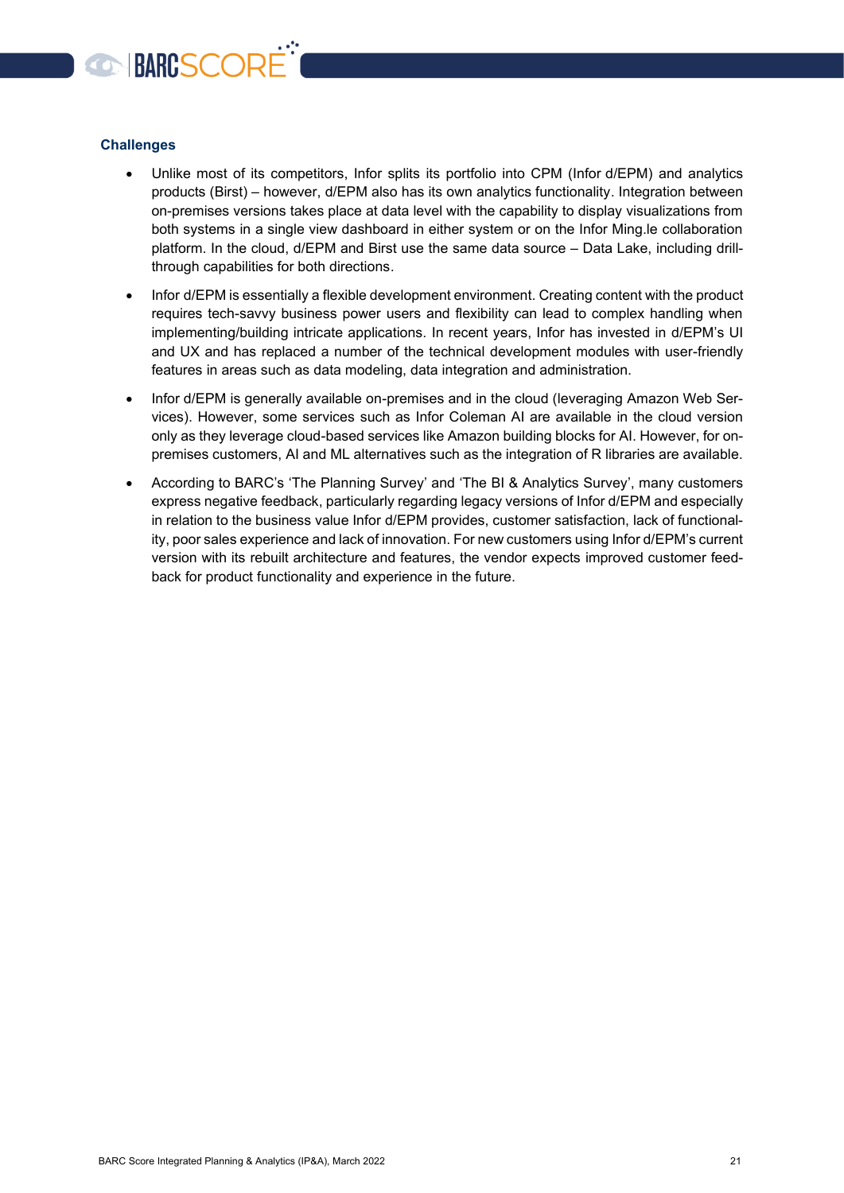### Challenges

- Unlike most of its competitors, Infor splits its portfolio into CPM (Infor d/EPM) and analytics products (Birst) – however, d/EPM also has its own analytics functionality. Integration between on-premises versions takes place at data level with the capability to display visualizations from both systems in a single view dashboard in either system or on the Infor Ming.le collaboration platform. In the cloud, d/EPM and Birst use the same data source – Data Lake, including drill-through capabilities for both directions.
- Infor d/EPM is essentially a flexible development environment. Creating content with the product requires tech-savvy business power users and flexibility can lead to complex handling when implementing/building intricate applications. In recent years, Infor has invested in d/EPM's UI and UX and has replaced a number of the technical development modules with user-friendly features in areas such as data modeling, data integration and administration.
- Infor d/EPM is generally available on-premises and in the cloud (leveraging Amazon Web Services). However, some services such as Infor Coleman AI are available in the cloud version only as they leverage cloud-based services like Amazon building blocks for AI. However, for on-premises customers, AI and ML alternatives such as the integration of R libraries are available.
- According to BARC's 'The Planning Survey' and 'The BI & Analytics Survey', many customers express negative feedback, particularly regarding legacy versions of Infor d/EPM and especially in relation to the business value Infor d/EPM provides, customer satisfaction, lack of functionality, poor sales experience and lack of innovation. For new customers using Infor d/EPM's current version with its rebuilt architecture and features, the vendor expects improved customer feedback for product functionality and experience in the future.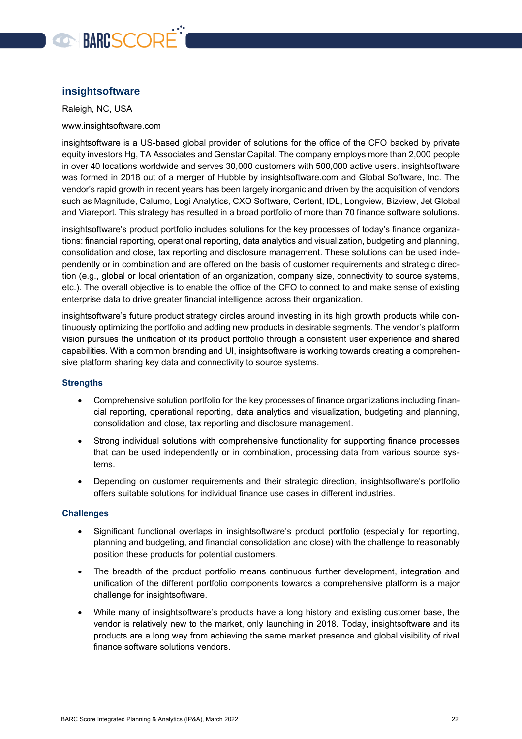## insightsoftware

Raleigh, NC, USA

www.insightsoftware.com

insightsoftware is a US-based global provider of solutions for the office of the CFO backed by private equity investors Hg, TA Associates and Genstar Capital. The company employs more than 2,000 people in over 40 locations worldwide and serves 30,000 customers with 500,000 active users. insightsoftware was formed in 2018 out of a merger of Hubble by insightsoftware.com and Global Software, Inc. The vendor's rapid growth in recent years has been largely inorganic and driven by the acquisition of vendors such as Magnitude, Calumo, Logi Analytics, CXO Software, Certent, IDL, Longview, Bizview, Jet Global and Viareport. This strategy has resulted in a broad portfolio of more than 70 finance software solutions.

insightsoftware's product portfolio includes solutions for the key processes of today's finance organizations: financial reporting, operational reporting, data analytics and visualization, budgeting and planning, consolidation and close, tax reporting and disclosure management. These solutions can be used independently or in combination and are offered on the basis of customer requirements and strategic direction (e.g., global or local orientation of an organization, company size, connectivity to source systems, etc.). The overall objective is to enable the office of the CFO to connect to and make sense of existing enterprise data to drive greater financial intelligence across their organization.

insightsoftware's future product strategy circles around investing in its high growth products while continuously optimizing the portfolio and adding new products in desirable segments. The vendor's platform vision pursues the unification of its product portfolio through a consistent user experience and shared capabilities. With a common branding and UI, insightsoftware is working towards creating a comprehensive platform sharing key data and connectivity to source systems.

### Strengths

- Comprehensive solution portfolio for the key processes of finance organizations including financial reporting, operational reporting, data analytics and visualization, budgeting and planning, consolidation and close, tax reporting and disclosure management.
- Strong individual solutions with comprehensive functionality for supporting finance processes that can be used independently or in combination, processing data from various source systems.
- Depending on customer requirements and their strategic direction, insightsoftware's portfolio offers suitable solutions for individual finance use cases in different industries.

### Challenges

- Significant functional overlaps in insightsoftware's product portfolio (especially for reporting, planning and budgeting, and financial consolidation and close) with the challenge to reasonably position these products for potential customers.
- The breadth of the product portfolio means continuous further development, integration and unification of the different portfolio components towards a comprehensive platform is a major challenge for insightsoftware.
- While many of insightsoftware's products have a long history and existing customer base, the vendor is relatively new to the market, only launching in 2018. Today, insightsoftware and its products are a long way from achieving the same market presence and global visibility of rival finance software solutions vendors.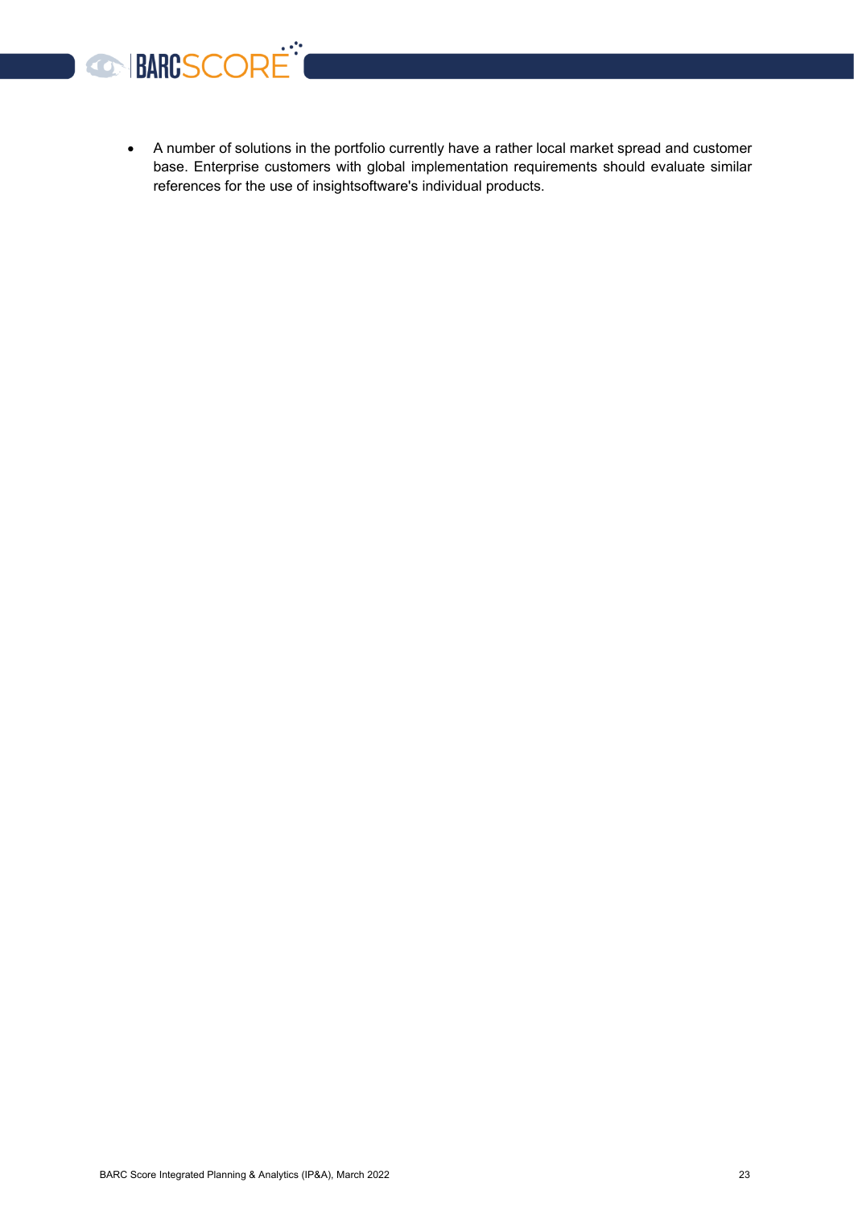- A number of solutions in the portfolio currently have a rather local market spread and customer base. Enterprise customers with global implementation requirements should evaluate similar references for the use of insightsoftware's individual products.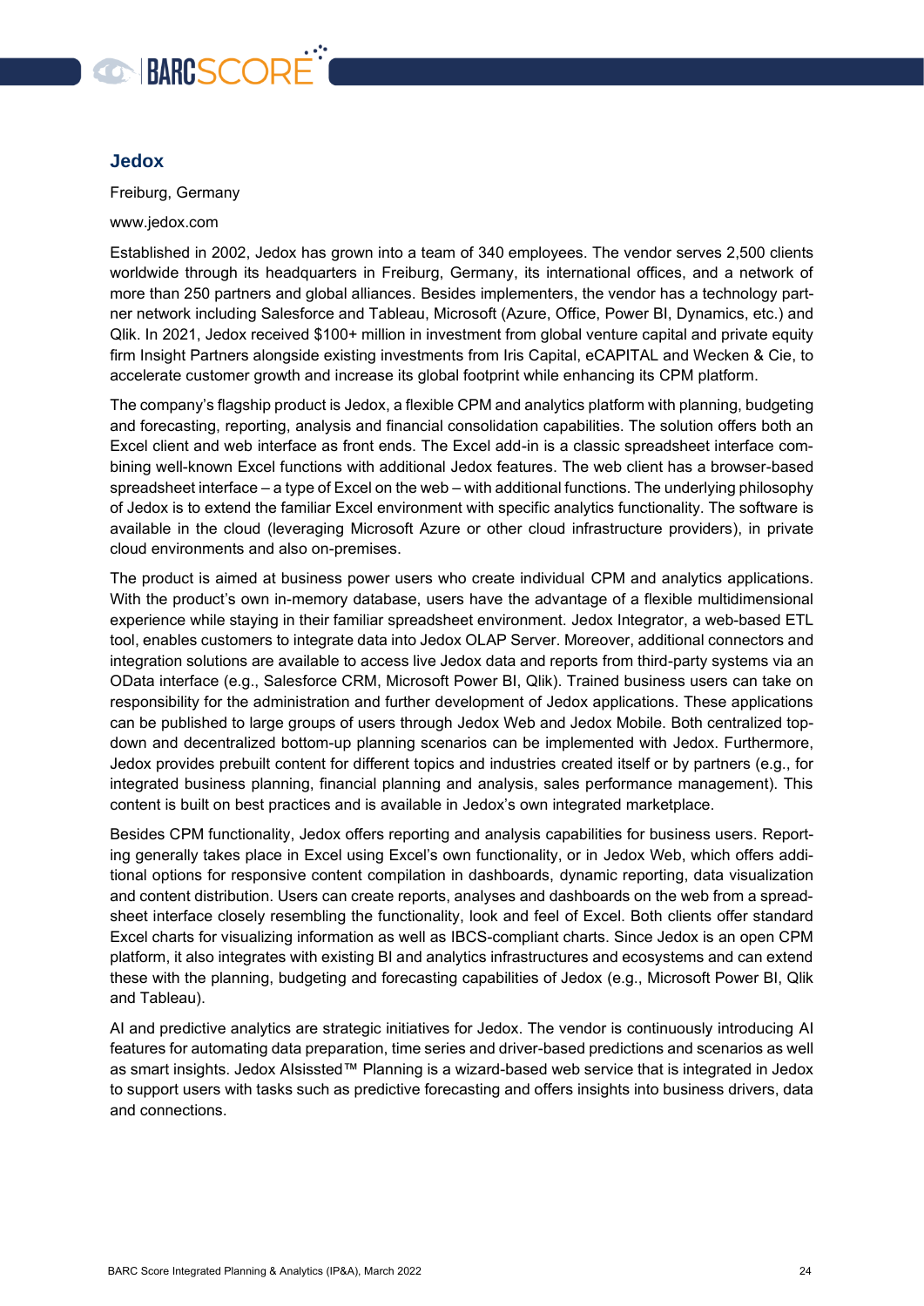## Jedox

Freiburg, Germany

www.jedox.com

Established in 2002, Jedox has grown into a team of 340 employees. The vendor serves 2,500 clients worldwide through its headquarters in Freiburg, Germany, its international offices, and a network of more than 250 partners and global alliances. Besides implementers, the vendor has a technology partner network including Salesforce and Tableau, Microsoft (Azure, Office, Power BI, Dynamics, etc.) and Qlik. In 2021, Jedox received $100+ million in investment from global venture capital and private equity firm Insight Partners alongside existing investments from Iris Capital, eCAPITAL and Wecken & Cie, to accelerate customer growth and increase its global footprint while enhancing its CPM platform.

The company's flagship product is Jedox, a flexible CPM and analytics platform with planning, budgeting and forecasting, reporting, analysis and financial consolidation capabilities. The solution offers both an Excel client and web interface as front ends. The Excel add-in is a classic spreadsheet interface combining well-known Excel functions with additional Jedox features. The web client has a browser-based spreadsheet interface – a type of Excel on the web – with additional functions. The underlying philosophy of Jedox is to extend the familiar Excel environment with specific analytics functionality. The software is available in the cloud (leveraging Microsoft Azure or other cloud infrastructure providers), in private cloud environments and also on-premises.

The product is aimed at business power users who create individual CPM and analytics applications. With the product's own in-memory database, users have the advantage of a flexible multidimensional experience while staying in their familiar spreadsheet environment. Jedox Integrator, a web-based ETL tool, enables customers to integrate data into Jedox OLAP Server. Moreover, additional connectors and integration solutions are available to access live Jedox data and reports from third-party systems via an OData interface (e.g., Salesforce CRM, Microsoft Power BI, Qlik). Trained business users can take on responsibility for the administration and further development of Jedox applications. These applications can be published to large groups of users through Jedox Web and Jedox Mobile. Both centralized top-down and decentralized bottom-up planning scenarios can be implemented with Jedox. Furthermore, Jedox provides prebuilt content for different topics and industries created itself or by partners (e.g., for integrated business planning, financial planning and analysis, sales performance management). This content is built on best practices and is available in Jedox's own integrated marketplace.

Besides CPM functionality, Jedox offers reporting and analysis capabilities for business users. Reporting generally takes place in Excel using Excel's own functionality, or in Jedox Web, which offers additional options for responsive content compilation in dashboards, dynamic reporting, data visualization and content distribution. Users can create reports, analyses and dashboards on the web from a spreadsheet interface closely resembling the functionality, look and feel of Excel. Both clients offer standard Excel charts for visualizing information as well as IBCS-compliant charts. Since Jedox is an open CPM platform, it also integrates with existing BI and analytics infrastructures and ecosystems and can extend these with the planning, budgeting and forecasting capabilities of Jedox (e.g., Microsoft Power BI, Qlik and Tableau).

AI and predictive analytics are strategic initiatives for Jedox. The vendor is continuously introducing AI features for automating data preparation, time series and driver-based predictions and scenarios as well as smart insights. Jedox AIsissted™ Planning is a wizard-based web service that is integrated in Jedox to support users with tasks such as predictive forecasting and offers insights into business drivers, data and connections.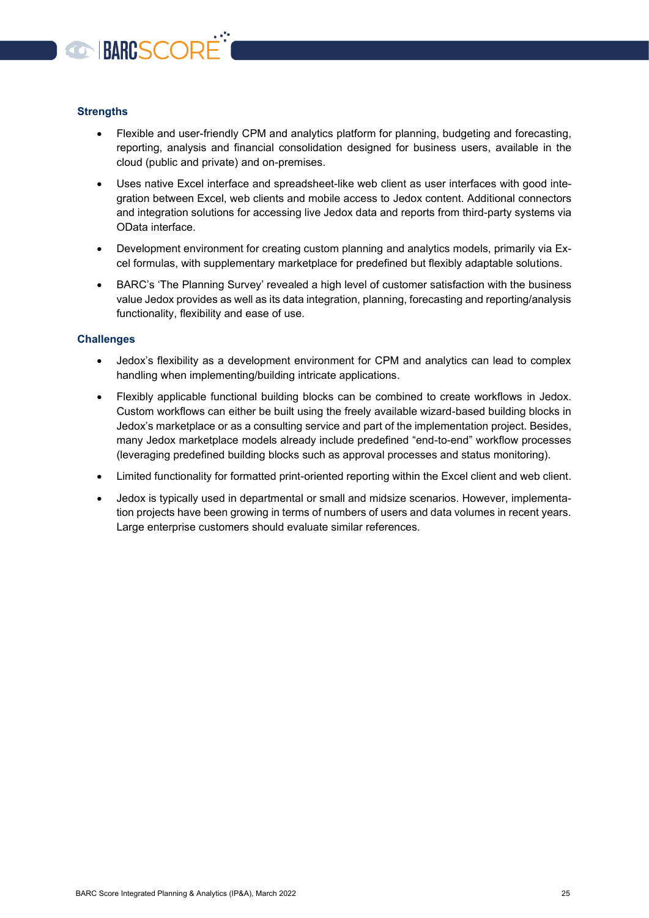### Strengths

- Flexible and user-friendly CPM and analytics platform for planning, budgeting and forecasting, reporting, analysis and financial consolidation designed for business users, available in the cloud (public and private) and on-premises.
- Uses native Excel interface and spreadsheet-like web client as user interfaces with good integration between Excel, web clients and mobile access to Jedox content. Additional connectors and integration solutions for accessing live Jedox data and reports from third-party systems via OData interface.
- Development environment for creating custom planning and analytics models, primarily via Excel formulas, with supplementary marketplace for predefined but flexibly adaptable solutions.
- BARC's 'The Planning Survey' revealed a high level of customer satisfaction with the business value Jedox provides as well as its data integration, planning, forecasting and reporting/analysis functionality, flexibility and ease of use.

### Challenges

- Jedox's flexibility as a development environment for CPM and analytics can lead to complex handling when implementing/building intricate applications.
- Flexibly applicable functional building blocks can be combined to create workflows in Jedox. Custom workflows can either be built using the freely available wizard-based building blocks in Jedox's marketplace or as a consulting service and part of the implementation project. Besides, many Jedox marketplace models already include predefined "end-to-end" workflow processes (leveraging predefined building blocks such as approval processes and status monitoring).
- Limited functionality for formatted print-oriented reporting within the Excel client and web client.
- Jedox is typically used in departmental or small and midsize scenarios. However, implementation projects have been growing in terms of numbers of users and data volumes in recent years. Large enterprise customers should evaluate similar references.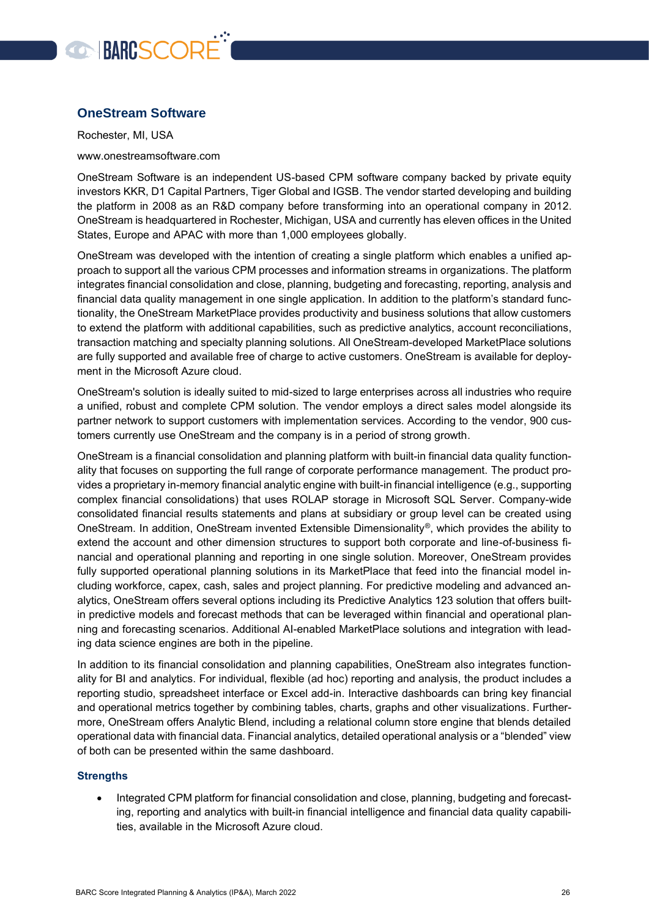## OneStream Software

Rochester, MI, USA

www.onestreamsoftware.com

OneStream Software is an independent US-based CPM software company backed by private equity investors KKR, D1 Capital Partners, Tiger Global and IGSB. The vendor started developing and building the platform in 2008 as an R&D company before transforming into an operational company in 2012. OneStream is headquartered in Rochester, Michigan, USA and currently has eleven offices in the United States, Europe and APAC with more than 1,000 employees globally.

OneStream was developed with the intention of creating a single platform which enables a unified approach to support all the various CPM processes and information streams in organizations. The platform integrates financial consolidation and close, planning, budgeting and forecasting, reporting, analysis and financial data quality management in one single application. In addition to the platform's standard functionality, the OneStream MarketPlace provides productivity and business solutions that allow customers to extend the platform with additional capabilities, such as predictive analytics, account reconciliations, transaction matching and specialty planning solutions. All OneStream-developed MarketPlace solutions are fully supported and available free of charge to active customers. OneStream is available for deployment in the Microsoft Azure cloud.

OneStream's solution is ideally suited to mid-sized to large enterprises across all industries who require a unified, robust and complete CPM solution. The vendor employs a direct sales model alongside its partner network to support customers with implementation services. According to the vendor, 900 customers currently use OneStream and the company is in a period of strong growth.

OneStream is a financial consolidation and planning platform with built-in financial data quality functionality that focuses on supporting the full range of corporate performance management. The product provides a proprietary in-memory financial analytic engine with built-in financial intelligence (e.g., supporting complex financial consolidations) that uses ROLAP storage in Microsoft SQL Server. Company-wide consolidated financial results statements and plans at subsidiary or group level can be created using OneStream. In addition, OneStream invented Extensible Dimensionality®, which provides the ability to extend the account and other dimension structures to support both corporate and line-of-business financial and operational planning and reporting in one single solution. Moreover, OneStream provides fully supported operational planning solutions in its MarketPlace that feed into the financial model including workforce, capex, cash, sales and project planning. For predictive modeling and advanced analytics, OneStream offers several options including its Predictive Analytics 123 solution that offers built-in predictive models and forecast methods that can be leveraged within financial and operational planning and forecasting scenarios. Additional AI-enabled MarketPlace solutions and integration with leading data science engines are both in the pipeline.

In addition to its financial consolidation and planning capabilities, OneStream also integrates functionality for BI and analytics. For individual, flexible (ad hoc) reporting and analysis, the product includes a reporting studio, spreadsheet interface or Excel add-in. Interactive dashboards can bring key financial and operational metrics together by combining tables, charts, graphs and other visualizations. Furthermore, OneStream offers Analytic Blend, including a relational column store engine that blends detailed operational data with financial data. Financial analytics, detailed operational analysis or a "blended" view of both can be presented within the same dashboard.

### Strengths

- Integrated CPM platform for financial consolidation and close, planning, budgeting and forecasting, reporting and analytics with built-in financial intelligence and financial data quality capabilities, available in the Microsoft Azure cloud.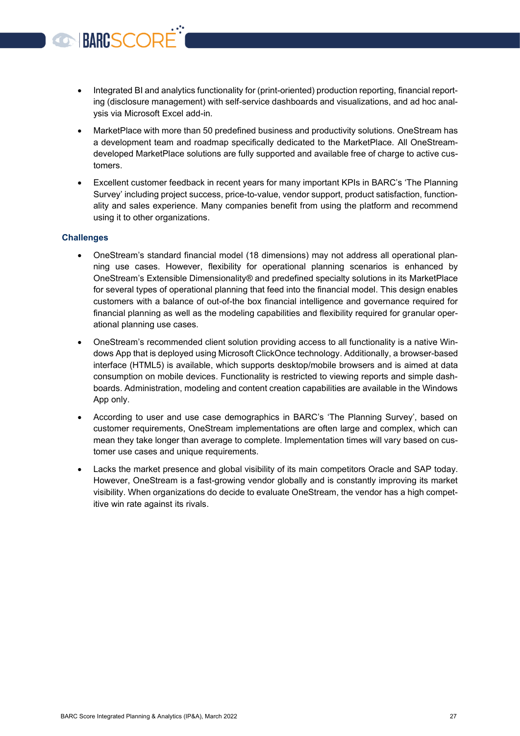- Integrated BI and analytics functionality for (print-oriented) production reporting, financial reporting (disclosure management) with self-service dashboards and visualizations, and ad hoc analysis via Microsoft Excel add-in.
- MarketPlace with more than 50 predefined business and productivity solutions. OneStream has a development team and roadmap specifically dedicated to the MarketPlace. All OneStream-developed MarketPlace solutions are fully supported and available free of charge to active customers.
- Excellent customer feedback in recent years for many important KPIs in BARC's 'The Planning Survey' including project success, price-to-value, vendor support, product satisfaction, functionality and sales experience. Many companies benefit from using the platform and recommend using it to other organizations.

### Challenges

- OneStream's standard financial model (18 dimensions) may not address all operational planning use cases. However, flexibility for operational planning scenarios is enhanced by OneStream's Extensible Dimensionality® and predefined specialty solutions in its MarketPlace for several types of operational planning that feed into the financial model. This design enables customers with a balance of out-of-the box financial intelligence and governance required for financial planning as well as the modeling capabilities and flexibility required for granular operational planning use cases.
- OneStream's recommended client solution providing access to all functionality is a native Windows App that is deployed using Microsoft ClickOnce technology. Additionally, a browser-based interface (HTML5) is available, which supports desktop/mobile browsers and is aimed at data consumption on mobile devices. Functionality is restricted to viewing reports and simple dashboards. Administration, modeling and content creation capabilities are available in the Windows App only.
- According to user and use case demographics in BARC's 'The Planning Survey', based on customer requirements, OneStream implementations are often large and complex, which can mean they take longer than average to complete. Implementation times will vary based on customer use cases and unique requirements.
- Lacks the market presence and global visibility of its main competitors Oracle and SAP today. However, OneStream is a fast-growing vendor globally and is constantly improving its market visibility. When organizations do decide to evaluate OneStream, the vendor has a high competitive win rate against its rivals.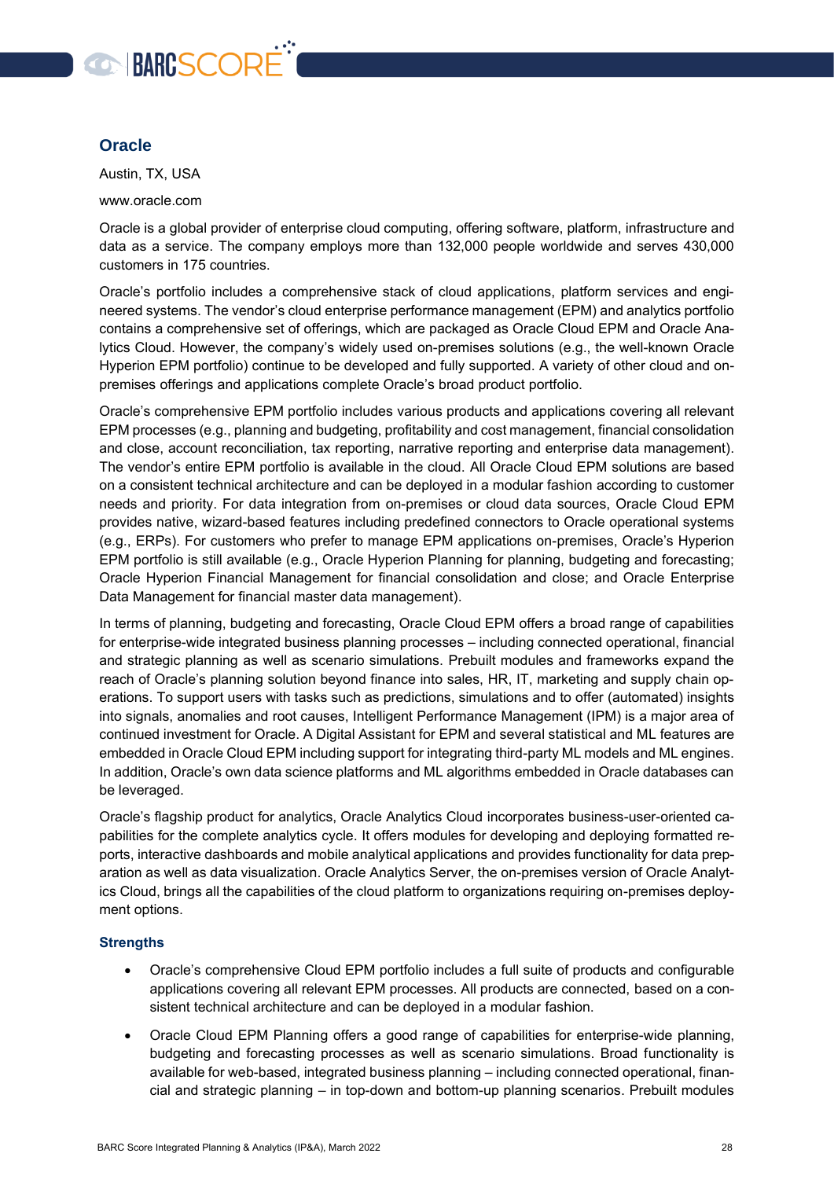## Oracle

Austin, TX, USA

www.oracle.com

Oracle is a global provider of enterprise cloud computing, offering software, platform, infrastructure and data as a service. The company employs more than 132,000 people worldwide and serves 430,000 customers in 175 countries.

Oracle's portfolio includes a comprehensive stack of cloud applications, platform services and engineered systems. The vendor's cloud enterprise performance management (EPM) and analytics portfolio contains a comprehensive set of offerings, which are packaged as Oracle Cloud EPM and Oracle Analytics Cloud. However, the company's widely used on-premises solutions (e.g., the well-known Oracle Hyperion EPM portfolio) continue to be developed and fully supported. A variety of other cloud and on-premises offerings and applications complete Oracle's broad product portfolio.

Oracle's comprehensive EPM portfolio includes various products and applications covering all relevant EPM processes (e.g., planning and budgeting, profitability and cost management, financial consolidation and close, account reconciliation, tax reporting, narrative reporting and enterprise data management). The vendor's entire EPM portfolio is available in the cloud. All Oracle Cloud EPM solutions are based on a consistent technical architecture and can be deployed in a modular fashion according to customer needs and priority. For data integration from on-premises or cloud data sources, Oracle Cloud EPM provides native, wizard-based features including predefined connectors to Oracle operational systems (e.g., ERPs). For customers who prefer to manage EPM applications on-premises, Oracle's Hyperion EPM portfolio is still available (e.g., Oracle Hyperion Planning for planning, budgeting and forecasting; Oracle Hyperion Financial Management for financial consolidation and close; and Oracle Enterprise Data Management for financial master data management).

In terms of planning, budgeting and forecasting, Oracle Cloud EPM offers a broad range of capabilities for enterprise-wide integrated business planning processes – including connected operational, financial and strategic planning as well as scenario simulations. Prebuilt modules and frameworks expand the reach of Oracle's planning solution beyond finance into sales, HR, IT, marketing and supply chain operations. To support users with tasks such as predictions, simulations and to offer (automated) insights into signals, anomalies and root causes, Intelligent Performance Management (IPM) is a major area of continued investment for Oracle. A Digital Assistant for EPM and several statistical and ML features are embedded in Oracle Cloud EPM including support for integrating third-party ML models and ML engines. In addition, Oracle's own data science platforms and ML algorithms embedded in Oracle databases can be leveraged.

Oracle's flagship product for analytics, Oracle Analytics Cloud incorporates business-user-oriented capabilities for the complete analytics cycle. It offers modules for developing and deploying formatted reports, interactive dashboards and mobile analytical applications and provides functionality for data preparation as well as data visualization. Oracle Analytics Server, the on-premises version of Oracle Analytics Cloud, brings all the capabilities of the cloud platform to organizations requiring on-premises deployment options.

### Strengths

- Oracle's comprehensive Cloud EPM portfolio includes a full suite of products and configurable applications covering all relevant EPM processes. All products are connected, based on a consistent technical architecture and can be deployed in a modular fashion.
- Oracle Cloud EPM Planning offers a good range of capabilities for enterprise-wide planning, budgeting and forecasting processes as well as scenario simulations. Broad functionality is available for web-based, integrated business planning – including connected operational, financial and strategic planning – in top-down and bottom-up planning scenarios. Prebuilt modules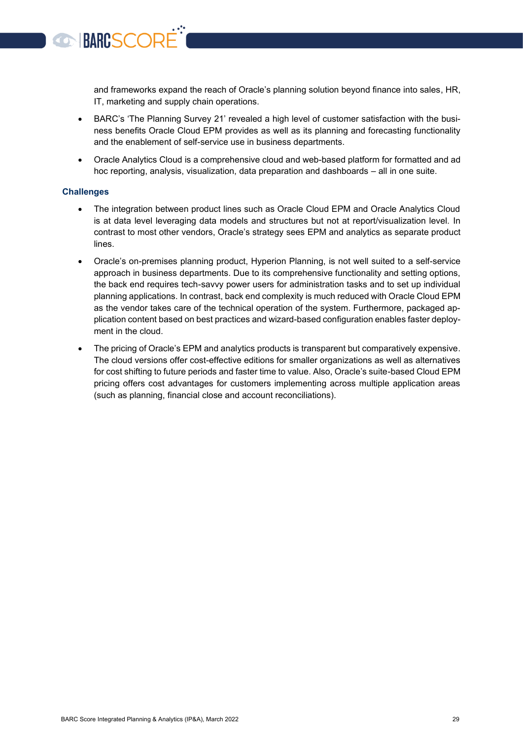and frameworks expand the reach of Oracle's planning solution beyond finance into sales, HR, IT, marketing and supply chain operations.

- BARC's 'The Planning Survey 21' revealed a high level of customer satisfaction with the business benefits Oracle Cloud EPM provides as well as its planning and forecasting functionality and the enablement of self-service use in business departments.
- Oracle Analytics Cloud is a comprehensive cloud and web-based platform for formatted and ad hoc reporting, analysis, visualization, data preparation and dashboards – all in one suite.

### Challenges

- The integration between product lines such as Oracle Cloud EPM and Oracle Analytics Cloud is at data level leveraging data models and structures but not at report/visualization level. In contrast to most other vendors, Oracle's strategy sees EPM and analytics as separate product lines.
- Oracle's on-premises planning product, Hyperion Planning, is not well suited to a self-service approach in business departments. Due to its comprehensive functionality and setting options, the back end requires tech-savvy power users for administration tasks and to set up individual planning applications. In contrast, back end complexity is much reduced with Oracle Cloud EPM as the vendor takes care of the technical operation of the system. Furthermore, packaged application content based on best practices and wizard-based configuration enables faster deployment in the cloud.
- The pricing of Oracle's EPM and analytics products is transparent but comparatively expensive. The cloud versions offer cost-effective editions for smaller organizations as well as alternatives for cost shifting to future periods and faster time to value. Also, Oracle's suite-based Cloud EPM pricing offers cost advantages for customers implementing across multiple application areas (such as planning, financial close and account reconciliations).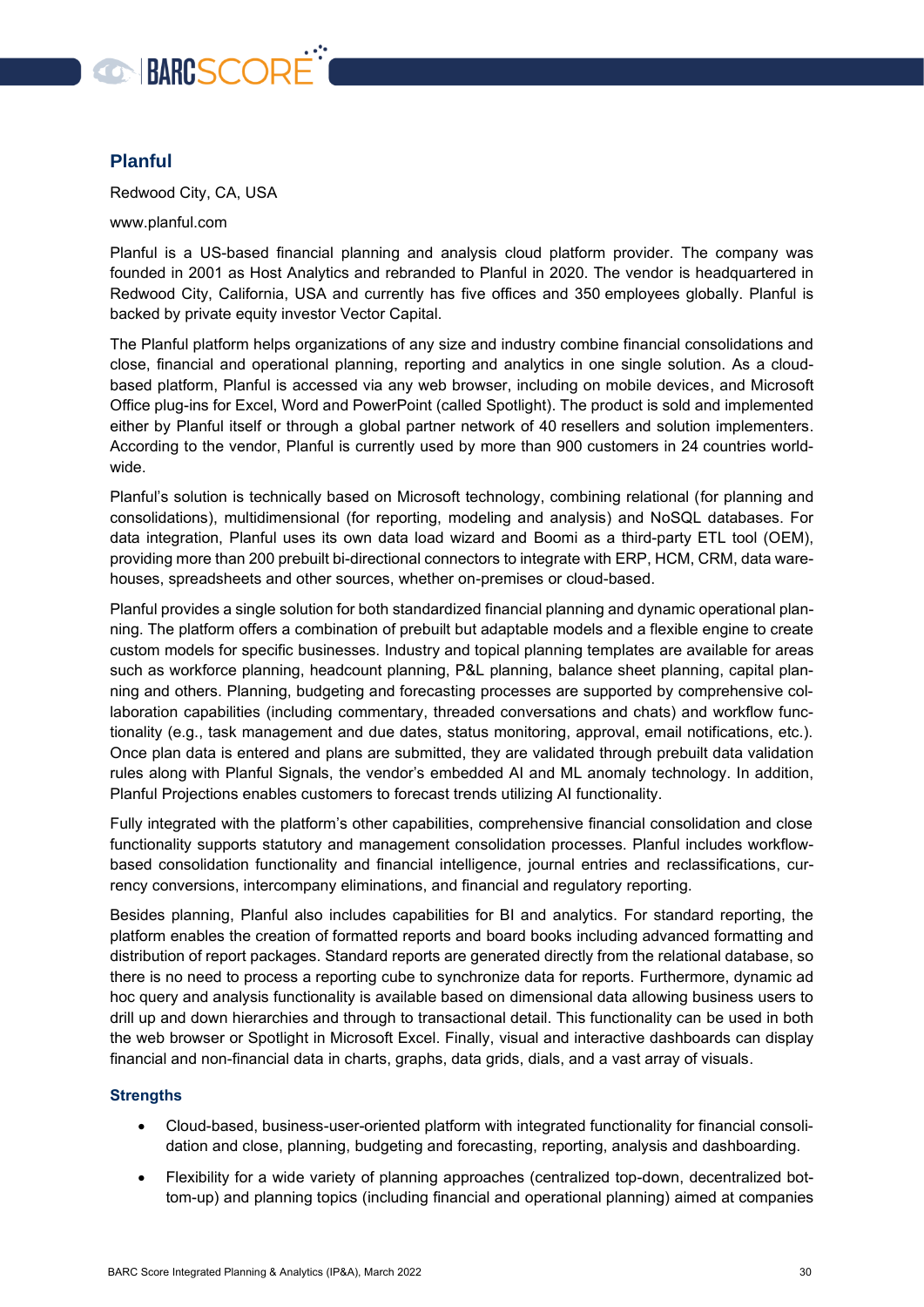## Planful

Redwood City, CA, USA

www.planful.com

Planful is a US-based financial planning and analysis cloud platform provider. The company was founded in 2001 as Host Analytics and rebranded to Planful in 2020. The vendor is headquartered in Redwood City, California, USA and currently has five offices and 350 employees globally. Planful is backed by private equity investor Vector Capital.

The Planful platform helps organizations of any size and industry combine financial consolidations and close, financial and operational planning, reporting and analytics in one single solution. As a cloud-based platform, Planful is accessed via any web browser, including on mobile devices, and Microsoft Office plug-ins for Excel, Word and PowerPoint (called Spotlight). The product is sold and implemented either by Planful itself or through a global partner network of 40 resellers and solution implementers. According to the vendor, Planful is currently used by more than 900 customers in 24 countries worldwide.

Planful's solution is technically based on Microsoft technology, combining relational (for planning and consolidations), multidimensional (for reporting, modeling and analysis) and NoSQL databases. For data integration, Planful uses its own data load wizard and Boomi as a third-party ETL tool (OEM), providing more than 200 prebuilt bi-directional connectors to integrate with ERP, HCM, CRM, data warehouses, spreadsheets and other sources, whether on-premises or cloud-based.

Planful provides a single solution for both standardized financial planning and dynamic operational planning. The platform offers a combination of prebuilt but adaptable models and a flexible engine to create custom models for specific businesses. Industry and topical planning templates are available for areas such as workforce planning, headcount planning, P&L planning, balance sheet planning, capital planning and others. Planning, budgeting and forecasting processes are supported by comprehensive collaboration capabilities (including commentary, threaded conversations and chats) and workflow functionality (e.g., task management and due dates, status monitoring, approval, email notifications, etc.). Once plan data is entered and plans are submitted, they are validated through prebuilt data validation rules along with Planful Signals, the vendor's embedded AI and ML anomaly technology. In addition, Planful Projections enables customers to forecast trends utilizing AI functionality.

Fully integrated with the platform's other capabilities, comprehensive financial consolidation and close functionality supports statutory and management consolidation processes. Planful includes workflow-based consolidation functionality and financial intelligence, journal entries and reclassifications, currency conversions, intercompany eliminations, and financial and regulatory reporting.

Besides planning, Planful also includes capabilities for BI and analytics. For standard reporting, the platform enables the creation of formatted reports and board books including advanced formatting and distribution of report packages. Standard reports are generated directly from the relational database, so there is no need to process a reporting cube to synchronize data for reports. Furthermore, dynamic ad hoc query and analysis functionality is available based on dimensional data allowing business users to drill up and down hierarchies and through to transactional detail. This functionality can be used in both the web browser or Spotlight in Microsoft Excel. Finally, visual and interactive dashboards can display financial and non-financial data in charts, graphs, data grids, dials, and a vast array of visuals.

### Strengths

- Cloud-based, business-user-oriented platform with integrated functionality for financial consolidation and close, planning, budgeting and forecasting, reporting, analysis and dashboarding.
- Flexibility for a wide variety of planning approaches (centralized top-down, decentralized bottom-up) and planning topics (including financial and operational planning) aimed at companies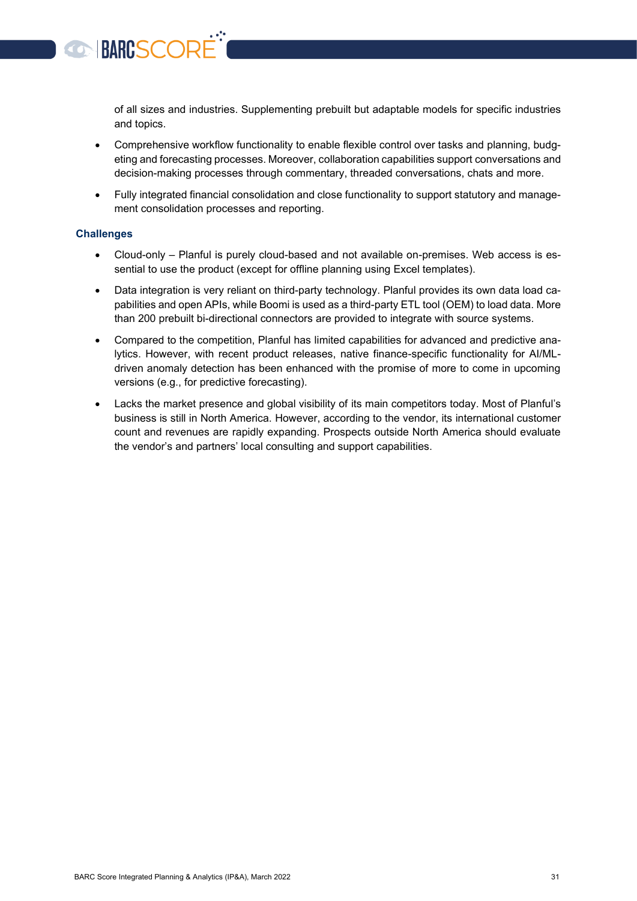of all sizes and industries. Supplementing prebuilt but adaptable models for specific industries and topics.

- Comprehensive workflow functionality to enable flexible control over tasks and planning, budgeting and forecasting processes. Moreover, collaboration capabilities support conversations and decision-making processes through commentary, threaded conversations, chats and more.
- Fully integrated financial consolidation and close functionality to support statutory and management consolidation processes and reporting.

### Challenges

- Cloud-only – Planful is purely cloud-based and not available on-premises. Web access is essential to use the product (except for offline planning using Excel templates).
- Data integration is very reliant on third-party technology. Planful provides its own data load capabilities and open APIs, while Boomi is used as a third-party ETL tool (OEM) to load data. More than 200 prebuilt bi-directional connectors are provided to integrate with source systems.
- Compared to the competition, Planful has limited capabilities for advanced and predictive analytics. However, with recent product releases, native finance-specific functionality for AI/ML-driven anomaly detection has been enhanced with the promise of more to come in upcoming versions (e.g., for predictive forecasting).
- Lacks the market presence and global visibility of its main competitors today. Most of Planful's business is still in North America. However, according to the vendor, its international customer count and revenues are rapidly expanding. Prospects outside North America should evaluate the vendor's and partners' local consulting and support capabilities.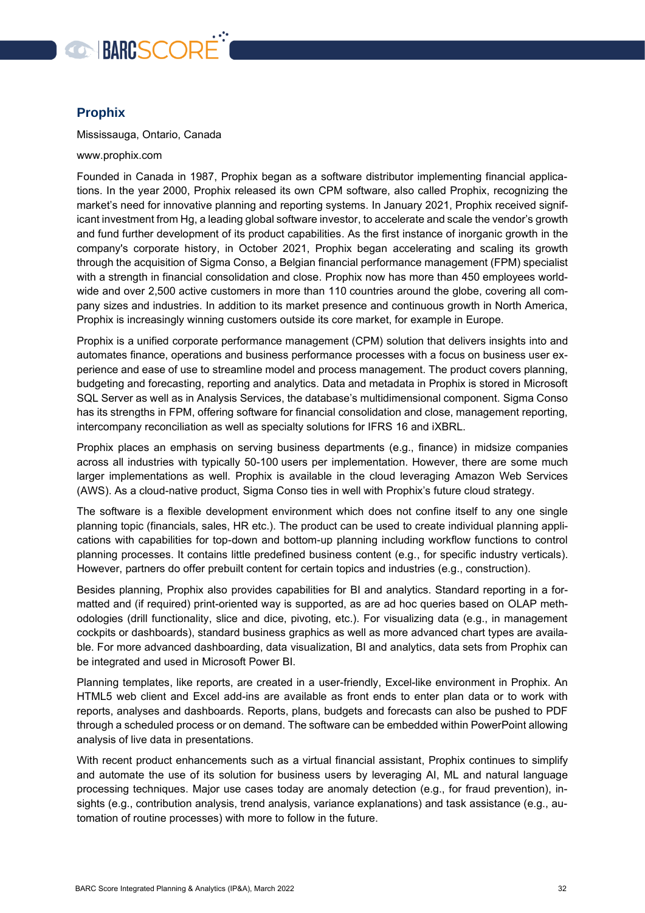## Prophix

Mississauga, Ontario, Canada

www.prophix.com

Founded in Canada in 1987, Prophix began as a software distributor implementing financial applications. In the year 2000, Prophix released its own CPM software, also called Prophix, recognizing the market's need for innovative planning and reporting systems. In January 2021, Prophix received significant investment from Hg, a leading global software investor, to accelerate and scale the vendor's growth and fund further development of its product capabilities. As the first instance of inorganic growth in the company's corporate history, in October 2021, Prophix began accelerating and scaling its growth through the acquisition of Sigma Conso, a Belgian financial performance management (FPM) specialist with a strength in financial consolidation and close. Prophix now has more than 450 employees worldwide and over 2,500 active customers in more than 110 countries around the globe, covering all company sizes and industries. In addition to its market presence and continuous growth in North America, Prophix is increasingly winning customers outside its core market, for example in Europe.

Prophix is a unified corporate performance management (CPM) solution that delivers insights into and automates finance, operations and business performance processes with a focus on business user experience and ease of use to streamline model and process management. The product covers planning, budgeting and forecasting, reporting and analytics. Data and metadata in Prophix is stored in Microsoft SQL Server as well as in Analysis Services, the database's multidimensional component. Sigma Conso has its strengths in FPM, offering software for financial consolidation and close, management reporting, intercompany reconciliation as well as specialty solutions for IFRS 16 and iXBRL.

Prophix places an emphasis on serving business departments (e.g., finance) in midsize companies across all industries with typically 50-100 users per implementation. However, there are some much larger implementations as well. Prophix is available in the cloud leveraging Amazon Web Services (AWS). As a cloud-native product, Sigma Conso ties in well with Prophix's future cloud strategy.

The software is a flexible development environment which does not confine itself to any one single planning topic (financials, sales, HR etc.). The product can be used to create individual planning applications with capabilities for top-down and bottom-up planning including workflow functions to control planning processes. It contains little predefined business content (e.g., for specific industry verticals). However, partners do offer prebuilt content for certain topics and industries (e.g., construction).

Besides planning, Prophix also provides capabilities for BI and analytics. Standard reporting in a formatted and (if required) print-oriented way is supported, as are ad hoc queries based on OLAP methodologies (drill functionality, slice and dice, pivoting, etc.). For visualizing data (e.g., in management cockpits or dashboards), standard business graphics as well as more advanced chart types are available. For more advanced dashboarding, data visualization, BI and analytics, data sets from Prophix can be integrated and used in Microsoft Power BI.

Planning templates, like reports, are created in a user-friendly, Excel-like environment in Prophix. An HTML5 web client and Excel add-ins are available as front ends to enter plan data or to work with reports, analyses and dashboards. Reports, plans, budgets and forecasts can also be pushed to PDF through a scheduled process or on demand. The software can be embedded within PowerPoint allowing analysis of live data in presentations.

With recent product enhancements such as a virtual financial assistant, Prophix continues to simplify and automate the use of its solution for business users by leveraging AI, ML and natural language processing techniques. Major use cases today are anomaly detection (e.g., for fraud prevention), insights (e.g., contribution analysis, trend analysis, variance explanations) and task assistance (e.g., automation of routine processes) with more to follow in the future.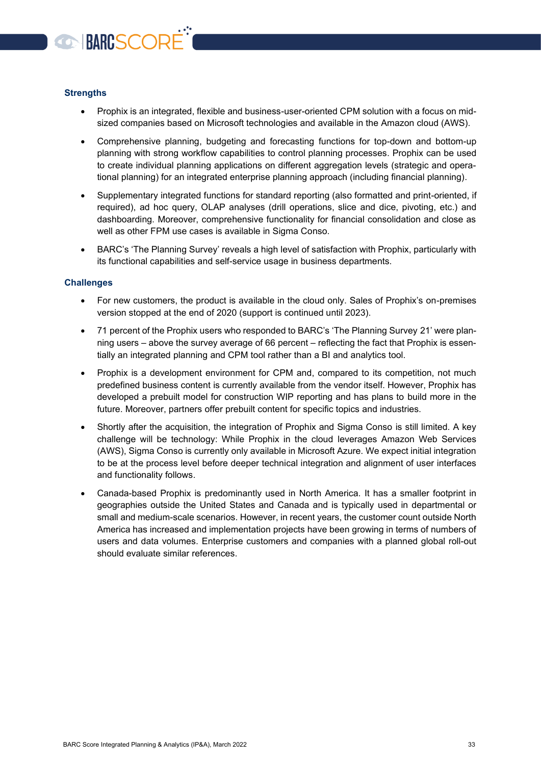### Strengths

- Prophix is an integrated, flexible and business-user-oriented CPM solution with a focus on mid-sized companies based on Microsoft technologies and available in the Amazon cloud (AWS).
- Comprehensive planning, budgeting and forecasting functions for top-down and bottom-up planning with strong workflow capabilities to control planning processes. Prophix can be used to create individual planning applications on different aggregation levels (strategic and operational planning) for an integrated enterprise planning approach (including financial planning).
- Supplementary integrated functions for standard reporting (also formatted and print-oriented, if required), ad hoc query, OLAP analyses (drill operations, slice and dice, pivoting, etc.) and dashboarding. Moreover, comprehensive functionality for financial consolidation and close as well as other FPM use cases is available in Sigma Conso.
- BARC's 'The Planning Survey' reveals a high level of satisfaction with Prophix, particularly with its functional capabilities and self-service usage in business departments.

### Challenges

- For new customers, the product is available in the cloud only. Sales of Prophix's on-premises version stopped at the end of 2020 (support is continued until 2023).
- 71 percent of the Prophix users who responded to BARC's 'The Planning Survey 21' were planning users – above the survey average of 66 percent – reflecting the fact that Prophix is essentially an integrated planning and CPM tool rather than a BI and analytics tool.
- Prophix is a development environment for CPM and, compared to its competition, not much predefined business content is currently available from the vendor itself. However, Prophix has developed a prebuilt model for construction WIP reporting and has plans to build more in the future. Moreover, partners offer prebuilt content for specific topics and industries.
- Shortly after the acquisition, the integration of Prophix and Sigma Conso is still limited. A key challenge will be technology: While Prophix in the cloud leverages Amazon Web Services (AWS), Sigma Conso is currently only available in Microsoft Azure. We expect initial integration to be at the process level before deeper technical integration and alignment of user interfaces and functionality follows.
- Canada-based Prophix is predominantly used in North America. It has a smaller footprint in geographies outside the United States and Canada and is typically used in departmental or small and medium-scale scenarios. However, in recent years, the customer count outside North America has increased and implementation projects have been growing in terms of numbers of users and data volumes. Enterprise customers and companies with a planned global roll-out should evaluate similar references.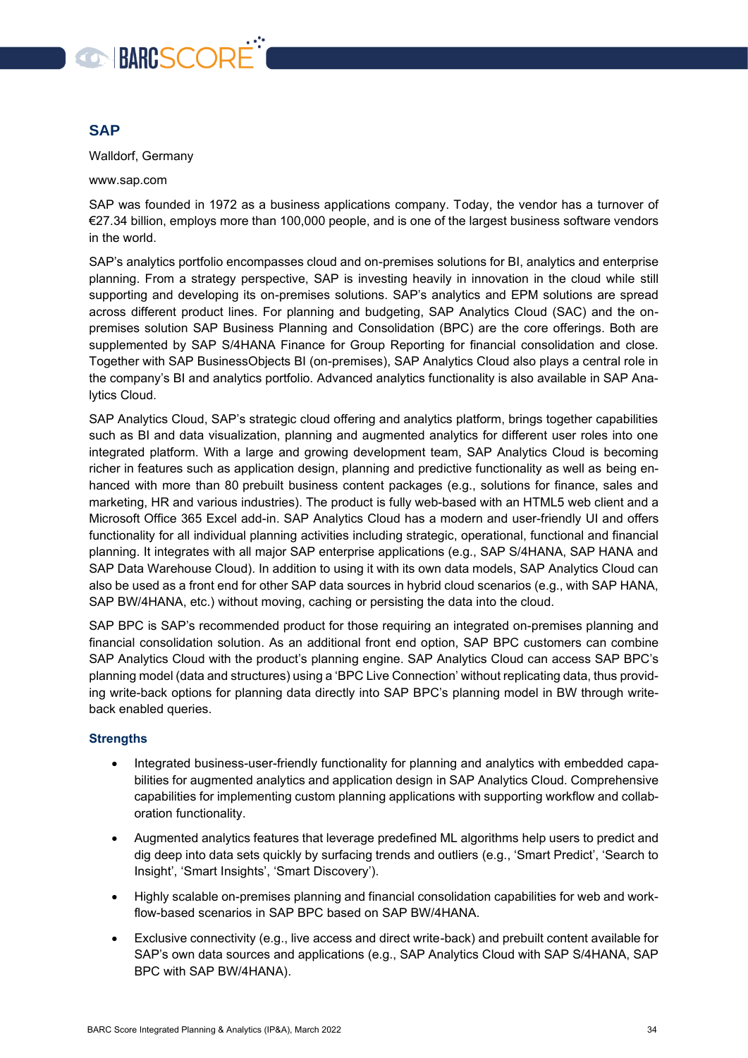## SAP

Walldorf, Germany

www.sap.com

SAP was founded in 1972 as a business applications company. Today, the vendor has a turnover of €27.34 billion, employs more than 100,000 people, and is one of the largest business software vendors in the world.

SAP's analytics portfolio encompasses cloud and on-premises solutions for BI, analytics and enterprise planning. From a strategy perspective, SAP is investing heavily in innovation in the cloud while still supporting and developing its on-premises solutions. SAP's analytics and EPM solutions are spread across different product lines. For planning and budgeting, SAP Analytics Cloud (SAC) and the on-premises solution SAP Business Planning and Consolidation (BPC) are the core offerings. Both are supplemented by SAP S/4HANA Finance for Group Reporting for financial consolidation and close. Together with SAP BusinessObjects BI (on-premises), SAP Analytics Cloud also plays a central role in the company's BI and analytics portfolio. Advanced analytics functionality is also available in SAP Analytics Cloud.

SAP Analytics Cloud, SAP's strategic cloud offering and analytics platform, brings together capabilities such as BI and data visualization, planning and augmented analytics for different user roles into one integrated platform. With a large and growing development team, SAP Analytics Cloud is becoming richer in features such as application design, planning and predictive functionality as well as being enhanced with more than 80 prebuilt business content packages (e.g., solutions for finance, sales and marketing, HR and various industries). The product is fully web-based with an HTML5 web client and a Microsoft Office 365 Excel add-in. SAP Analytics Cloud has a modern and user-friendly UI and offers functionality for all individual planning activities including strategic, operational, functional and financial planning. It integrates with all major SAP enterprise applications (e.g., SAP S/4HANA, SAP HANA and SAP Data Warehouse Cloud). In addition to using it with its own data models, SAP Analytics Cloud can also be used as a front end for other SAP data sources in hybrid cloud scenarios (e.g., with SAP HANA, SAP BW/4HANA, etc.) without moving, caching or persisting the data into the cloud.

SAP BPC is SAP's recommended product for those requiring an integrated on-premises planning and financial consolidation solution. As an additional front end option, SAP BPC customers can combine SAP Analytics Cloud with the product's planning engine. SAP Analytics Cloud can access SAP BPC's planning model (data and structures) using a 'BPC Live Connection' without replicating data, thus providing write-back options for planning data directly into SAP BPC's planning model in BW through write-back enabled queries.

### Strengths

- Integrated business-user-friendly functionality for planning and analytics with embedded capabilities for augmented analytics and application design in SAP Analytics Cloud. Comprehensive capabilities for implementing custom planning applications with supporting workflow and collaboration functionality.
- Augmented analytics features that leverage predefined ML algorithms help users to predict and dig deep into data sets quickly by surfacing trends and outliers (e.g., 'Smart Predict', 'Search to Insight', 'Smart Insights', 'Smart Discovery').
- Highly scalable on-premises planning and financial consolidation capabilities for web and workflow-based scenarios in SAP BPC based on SAP BW/4HANA.
- Exclusive connectivity (e.g., live access and direct write-back) and prebuilt content available for SAP's own data sources and applications (e.g., SAP Analytics Cloud with SAP S/4HANA, SAP BPC with SAP BW/4HANA).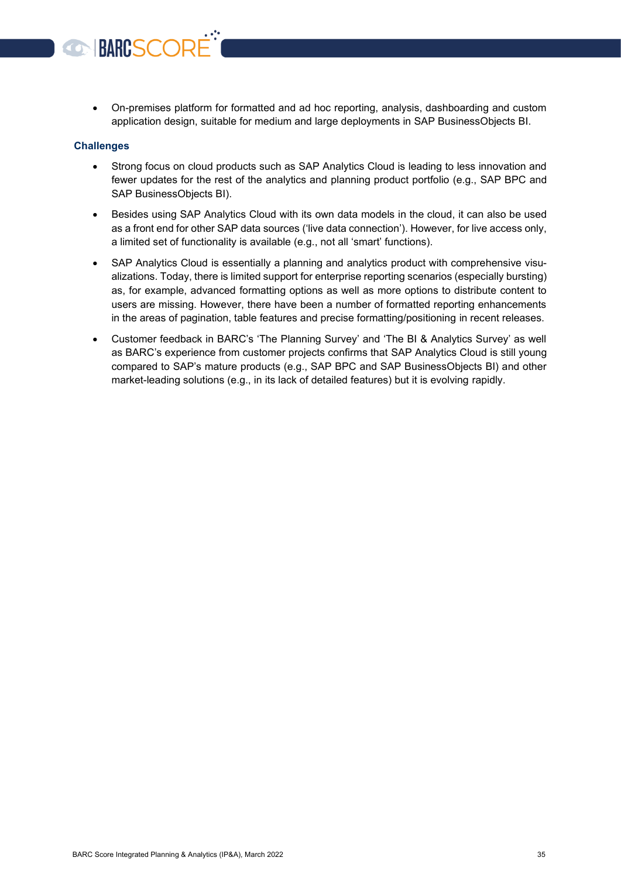- On-premises platform for formatted and ad hoc reporting, analysis, dashboarding and custom application design, suitable for medium and large deployments in SAP BusinessObjects BI.

### Challenges

- Strong focus on cloud products such as SAP Analytics Cloud is leading to less innovation and fewer updates for the rest of the analytics and planning product portfolio (e.g., SAP BPC and SAP BusinessObjects BI).
- Besides using SAP Analytics Cloud with its own data models in the cloud, it can also be used as a front end for other SAP data sources ('live data connection'). However, for live access only, a limited set of functionality is available (e.g., not all 'smart' functions).
- SAP Analytics Cloud is essentially a planning and analytics product with comprehensive visualizations. Today, there is limited support for enterprise reporting scenarios (especially bursting) as, for example, advanced formatting options as well as more options to distribute content to users are missing. However, there have been a number of formatted reporting enhancements in the areas of pagination, table features and precise formatting/positioning in recent releases.
- Customer feedback in BARC's 'The Planning Survey' and 'The BI & Analytics Survey' as well as BARC's experience from customer projects confirms that SAP Analytics Cloud is still young compared to SAP's mature products (e.g., SAP BPC and SAP BusinessObjects BI) and other market-leading solutions (e.g., in its lack of detailed features) but it is evolving rapidly.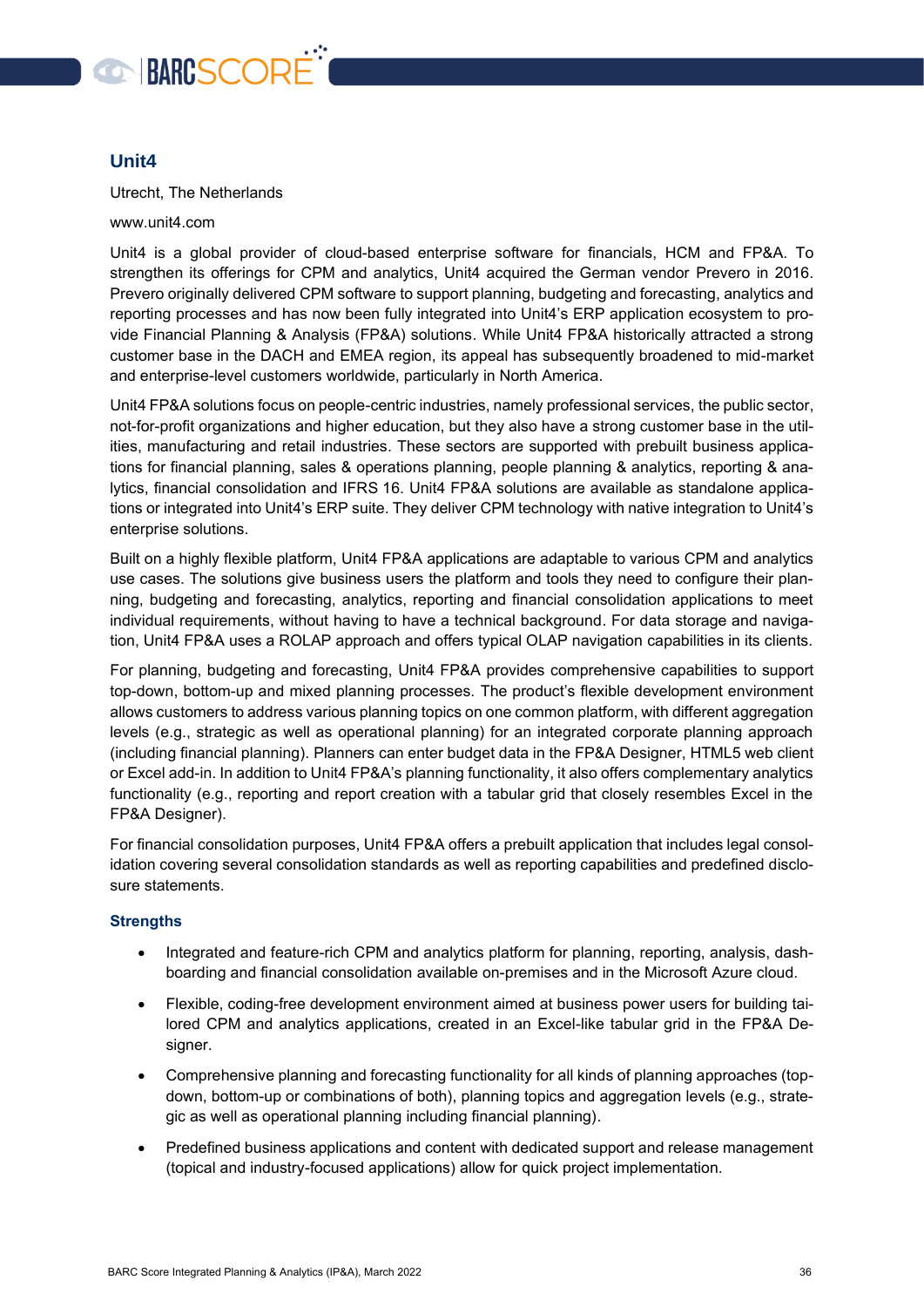## Unit4

Utrecht, The Netherlands

www.unit4.com

Unit4 is a global provider of cloud-based enterprise software for financials, HCM and FP&A. To strengthen its offerings for CPM and analytics, Unit4 acquired the German vendor Prevero in 2016. Prevero originally delivered CPM software to support planning, budgeting and forecasting, analytics and reporting processes and has now been fully integrated into Unit4's ERP application ecosystem to provide Financial Planning & Analysis (FP&A) solutions. While Unit4 FP&A historically attracted a strong customer base in the DACH and EMEA region, its appeal has subsequently broadened to mid-market and enterprise-level customers worldwide, particularly in North America.

Unit4 FP&A solutions focus on people-centric industries, namely professional services, the public sector, not-for-profit organizations and higher education, but they also have a strong customer base in the utilities, manufacturing and retail industries. These sectors are supported with prebuilt business applications for financial planning, sales & operations planning, people planning & analytics, reporting & analytics, financial consolidation and IFRS 16. Unit4 FP&A solutions are available as standalone applications or integrated into Unit4's ERP suite. They deliver CPM technology with native integration to Unit4's enterprise solutions.

Built on a highly flexible platform, Unit4 FP&A applications are adaptable to various CPM and analytics use cases. The solutions give business users the platform and tools they need to configure their planning, budgeting and forecasting, analytics, reporting and financial consolidation applications to meet individual requirements, without having to have a technical background. For data storage and navigation, Unit4 FP&A uses a ROLAP approach and offers typical OLAP navigation capabilities in its clients.

For planning, budgeting and forecasting, Unit4 FP&A provides comprehensive capabilities to support top-down, bottom-up and mixed planning processes. The product's flexible development environment allows customers to address various planning topics on one common platform, with different aggregation levels (e.g., strategic as well as operational planning) for an integrated corporate planning approach (including financial planning). Planners can enter budget data in the FP&A Designer, HTML5 web client or Excel add-in. In addition to Unit4 FP&A's planning functionality, it also offers complementary analytics functionality (e.g., reporting and report creation with a tabular grid that closely resembles Excel in the FP&A Designer).

For financial consolidation purposes, Unit4 FP&A offers a prebuilt application that includes legal consolidation covering several consolidation standards as well as reporting capabilities and predefined disclosure statements.

### Strengths

- Integrated and feature-rich CPM and analytics platform for planning, reporting, analysis, dashboarding and financial consolidation available on-premises and in the Microsoft Azure cloud.
- Flexible, coding-free development environment aimed at business power users for building tailored CPM and analytics applications, created in an Excel-like tabular grid in the FP&A Designer.
- Comprehensive planning and forecasting functionality for all kinds of planning approaches (top-down, bottom-up or combinations of both), planning topics and aggregation levels (e.g., strategic as well as operational planning including financial planning).
- Predefined business applications and content with dedicated support and release management (topical and industry-focused applications) allow for quick project implementation.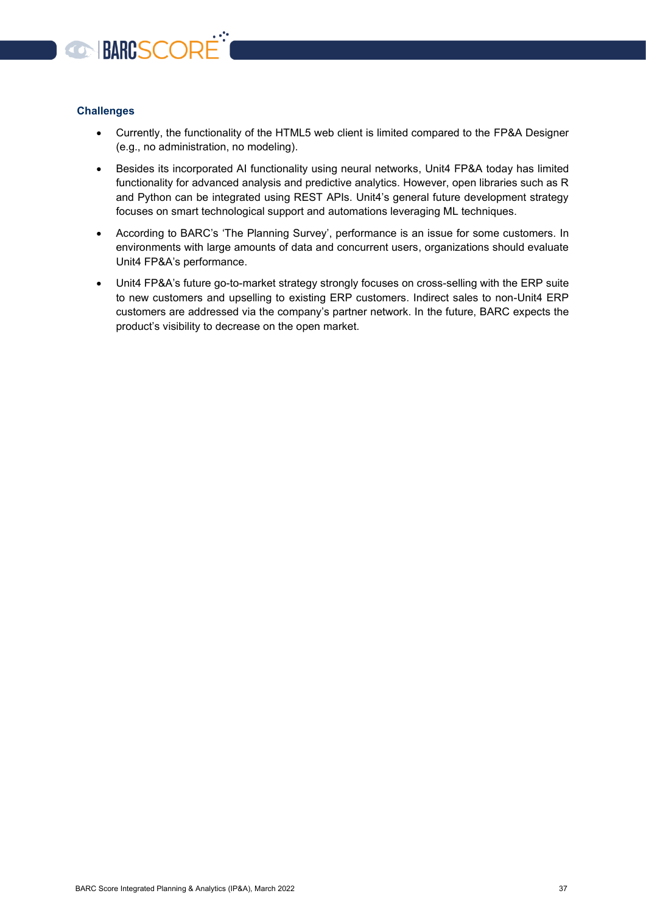### Challenges

- Currently, the functionality of the HTML5 web client is limited compared to the FP&A Designer (e.g., no administration, no modeling).
- Besides its incorporated AI functionality using neural networks, Unit4 FP&A today has limited functionality for advanced analysis and predictive analytics. However, open libraries such as R and Python can be integrated using REST APIs. Unit4's general future development strategy focuses on smart technological support and automations leveraging ML techniques.
- According to BARC's 'The Planning Survey', performance is an issue for some customers. In environments with large amounts of data and concurrent users, organizations should evaluate Unit4 FP&A's performance.
- Unit4 FP&A's future go-to-market strategy strongly focuses on cross-selling with the ERP suite to new customers and upselling to existing ERP customers. Indirect sales to non-Unit4 ERP customers are addressed via the company's partner network. In the future, BARC expects the product's visibility to decrease on the open market.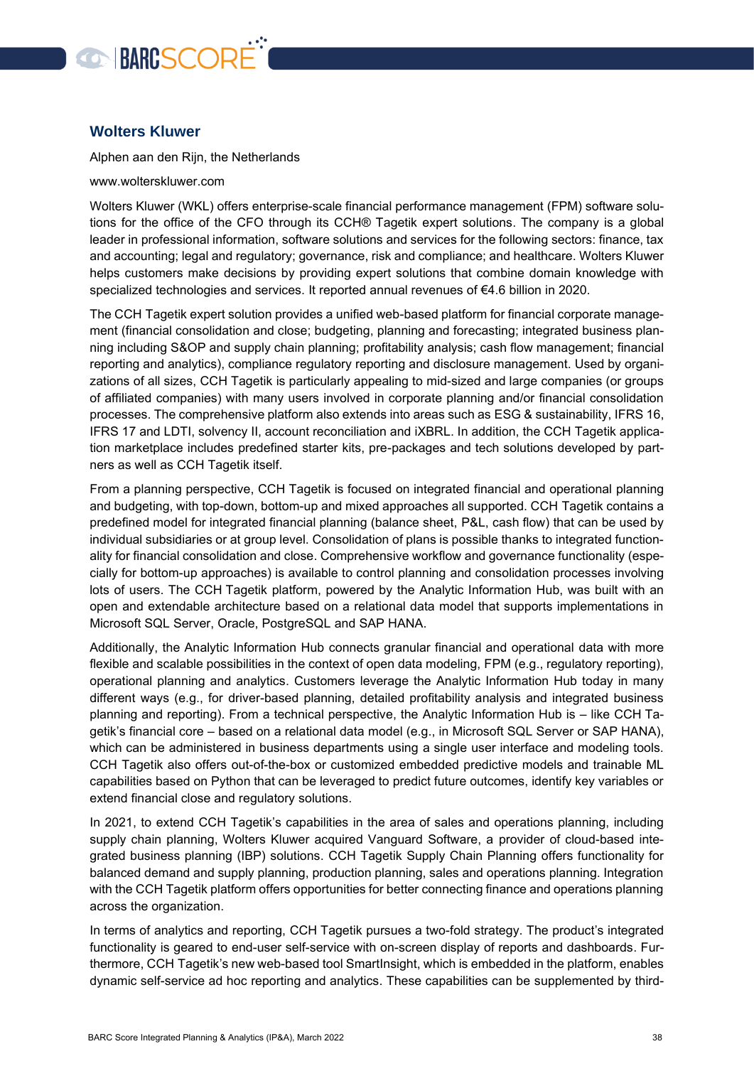## Wolters Kluwer

Alphen aan den Rijn, the Netherlands

www.wolterskluwer.com

Wolters Kluwer (WKL) offers enterprise-scale financial performance management (FPM) software solutions for the office of the CFO through its CCH® Tagetik expert solutions. The company is a global leader in professional information, software solutions and services for the following sectors: finance, tax and accounting; legal and regulatory; governance, risk and compliance; and healthcare. Wolters Kluwer helps customers make decisions by providing expert solutions that combine domain knowledge with specialized technologies and services. It reported annual revenues of €4.6 billion in 2020.

The CCH Tagetik expert solution provides a unified web-based platform for financial corporate management (financial consolidation and close; budgeting, planning and forecasting; integrated business planning including S&OP and supply chain planning; profitability analysis; cash flow management; financial reporting and analytics), compliance regulatory reporting and disclosure management. Used by organizations of all sizes, CCH Tagetik is particularly appealing to mid-sized and large companies (or groups of affiliated companies) with many users involved in corporate planning and/or financial consolidation processes. The comprehensive platform also extends into areas such as ESG & sustainability, IFRS 16, IFRS 17 and LDTI, solvency II, account reconciliation and iXBRL. In addition, the CCH Tagetik application marketplace includes predefined starter kits, pre-packages and tech solutions developed by partners as well as CCH Tagetik itself.

From a planning perspective, CCH Tagetik is focused on integrated financial and operational planning and budgeting, with top-down, bottom-up and mixed approaches all supported. CCH Tagetik contains a predefined model for integrated financial planning (balance sheet, P&L, cash flow) that can be used by individual subsidiaries or at group level. Consolidation of plans is possible thanks to integrated functionality for financial consolidation and close. Comprehensive workflow and governance functionality (especially for bottom-up approaches) is available to control planning and consolidation processes involving lots of users. The CCH Tagetik platform, powered by the Analytic Information Hub, was built with an open and extendable architecture based on a relational data model that supports implementations in Microsoft SQL Server, Oracle, PostgreSQL and SAP HANA.

Additionally, the Analytic Information Hub connects granular financial and operational data with more flexible and scalable possibilities in the context of open data modeling, FPM (e.g., regulatory reporting), operational planning and analytics. Customers leverage the Analytic Information Hub today in many different ways (e.g., for driver-based planning, detailed profitability analysis and integrated business planning and reporting). From a technical perspective, the Analytic Information Hub is – like CCH Tagetik's financial core – based on a relational data model (e.g., in Microsoft SQL Server or SAP HANA), which can be administered in business departments using a single user interface and modeling tools. CCH Tagetik also offers out-of-the-box or customized embedded predictive models and trainable ML capabilities based on Python that can be leveraged to predict future outcomes, identify key variables or extend financial close and regulatory solutions.

In 2021, to extend CCH Tagetik's capabilities in the area of sales and operations planning, including supply chain planning, Wolters Kluwer acquired Vanguard Software, a provider of cloud-based integrated business planning (IBP) solutions. CCH Tagetik Supply Chain Planning offers functionality for balanced demand and supply planning, production planning, sales and operations planning. Integration with the CCH Tagetik platform offers opportunities for better connecting finance and operations planning across the organization.

In terms of analytics and reporting, CCH Tagetik pursues a two-fold strategy. The product's integrated functionality is geared to end-user self-service with on-screen display of reports and dashboards. Furthermore, CCH Tagetik's new web-based tool SmartInsight, which is embedded in the platform, enables dynamic self-service ad hoc reporting and analytics. These capabilities can be supplemented by third-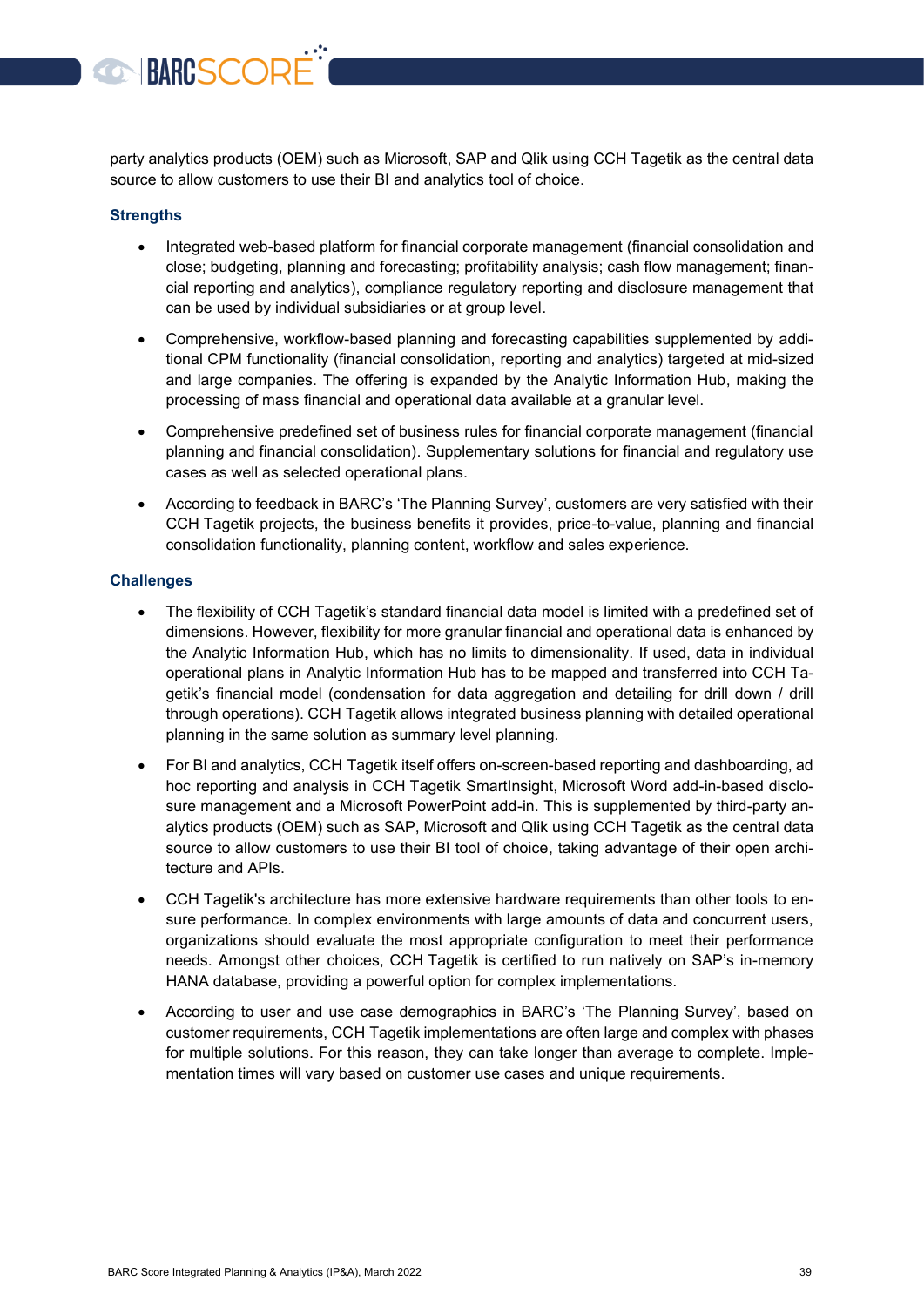party analytics products (OEM) such as Microsoft, SAP and Qlik using CCH Tagetik as the central data source to allow customers to use their BI and analytics tool of choice.

### Strengths

- Integrated web-based platform for financial corporate management (financial consolidation and close; budgeting, planning and forecasting; profitability analysis; cash flow management; financial reporting and analytics), compliance regulatory reporting and disclosure management that can be used by individual subsidiaries or at group level.
- Comprehensive, workflow-based planning and forecasting capabilities supplemented by additional CPM functionality (financial consolidation, reporting and analytics) targeted at mid-sized and large companies. The offering is expanded by the Analytic Information Hub, making the processing of mass financial and operational data available at a granular level.
- Comprehensive predefined set of business rules for financial corporate management (financial planning and financial consolidation). Supplementary solutions for financial and regulatory use cases as well as selected operational plans.
- According to feedback in BARC's 'The Planning Survey', customers are very satisfied with their CCH Tagetik projects, the business benefits it provides, price-to-value, planning and financial consolidation functionality, planning content, workflow and sales experience.

### Challenges

- The flexibility of CCH Tagetik's standard financial data model is limited with a predefined set of dimensions. However, flexibility for more granular financial and operational data is enhanced by the Analytic Information Hub, which has no limits to dimensionality. If used, data in individual operational plans in Analytic Information Hub has to be mapped and transferred into CCH Tagetik's financial model (condensation for data aggregation and detailing for drill down / drill through operations). CCH Tagetik allows integrated business planning with detailed operational planning in the same solution as summary level planning.
- For BI and analytics, CCH Tagetik itself offers on-screen-based reporting and dashboarding, ad hoc reporting and analysis in CCH Tagetik SmartInsight, Microsoft Word add-in-based disclosure management and a Microsoft PowerPoint add-in. This is supplemented by third-party analytics products (OEM) such as SAP, Microsoft and Qlik using CCH Tagetik as the central data source to allow customers to use their BI tool of choice, taking advantage of their open architecture and APIs.
- CCH Tagetik's architecture has more extensive hardware requirements than other tools to ensure performance. In complex environments with large amounts of data and concurrent users, organizations should evaluate the most appropriate configuration to meet their performance needs. Amongst other choices, CCH Tagetik is certified to run natively on SAP's in-memory HANA database, providing a powerful option for complex implementations.
- According to user and use case demographics in BARC's 'The Planning Survey', based on customer requirements, CCH Tagetik implementations are often large and complex with phases for multiple solutions. For this reason, they can take longer than average to complete. Implementation times will vary based on customer use cases and unique requirements.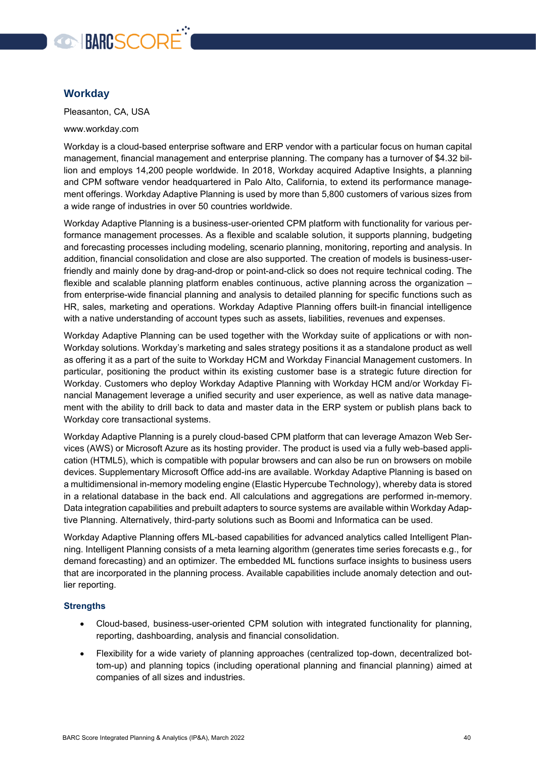## Workday

Pleasanton, CA, USA

www.workday.com

Workday is a cloud-based enterprise software and ERP vendor with a particular focus on human capital management, financial management and enterprise planning. The company has a turnover of $4.32 billion and employs 14,200 people worldwide. In 2018, Workday acquired Adaptive Insights, a planning and CPM software vendor headquartered in Palo Alto, California, to extend its performance management offerings. Workday Adaptive Planning is used by more than 5,800 customers of various sizes from a wide range of industries in over 50 countries worldwide.

Workday Adaptive Planning is a business-user-oriented CPM platform with functionality for various performance management processes. As a flexible and scalable solution, it supports planning, budgeting and forecasting processes including modeling, scenario planning, monitoring, reporting and analysis. In addition, financial consolidation and close are also supported. The creation of models is business-user-friendly and mainly done by drag-and-drop or point-and-click so does not require technical coding. The flexible and scalable planning platform enables continuous, active planning across the organization – from enterprise-wide financial planning and analysis to detailed planning for specific functions such as HR, sales, marketing and operations. Workday Adaptive Planning offers built-in financial intelligence with a native understanding of account types such as assets, liabilities, revenues and expenses.

Workday Adaptive Planning can be used together with the Workday suite of applications or with non-Workday solutions. Workday's marketing and sales strategy positions it as a standalone product as well as offering it as a part of the suite to Workday HCM and Workday Financial Management customers. In particular, positioning the product within its existing customer base is a strategic future direction for Workday. Customers who deploy Workday Adaptive Planning with Workday HCM and/or Workday Financial Management leverage a unified security and user experience, as well as native data management with the ability to drill back to data and master data in the ERP system or publish plans back to Workday core transactional systems.

Workday Adaptive Planning is a purely cloud-based CPM platform that can leverage Amazon Web Services (AWS) or Microsoft Azure as its hosting provider. The product is used via a fully web-based application (HTML5), which is compatible with popular browsers and can also be run on browsers on mobile devices. Supplementary Microsoft Office add-ins are available. Workday Adaptive Planning is based on a multidimensional in-memory modeling engine (Elastic Hypercube Technology), whereby data is stored in a relational database in the back end. All calculations and aggregations are performed in-memory. Data integration capabilities and prebuilt adapters to source systems are available within Workday Adaptive Planning. Alternatively, third-party solutions such as Boomi and Informatica can be used.

Workday Adaptive Planning offers ML-based capabilities for advanced analytics called Intelligent Planning. Intelligent Planning consists of a meta learning algorithm (generates time series forecasts e.g., for demand forecasting) and an optimizer. The embedded ML functions surface insights to business users that are incorporated in the planning process. Available capabilities include anomaly detection and outlier reporting.

### Strengths

- Cloud-based, business-user-oriented CPM solution with integrated functionality for planning, reporting, dashboarding, analysis and financial consolidation.
- Flexibility for a wide variety of planning approaches (centralized top-down, decentralized bottom-up) and planning topics (including operational planning and financial planning) aimed at companies of all sizes and industries.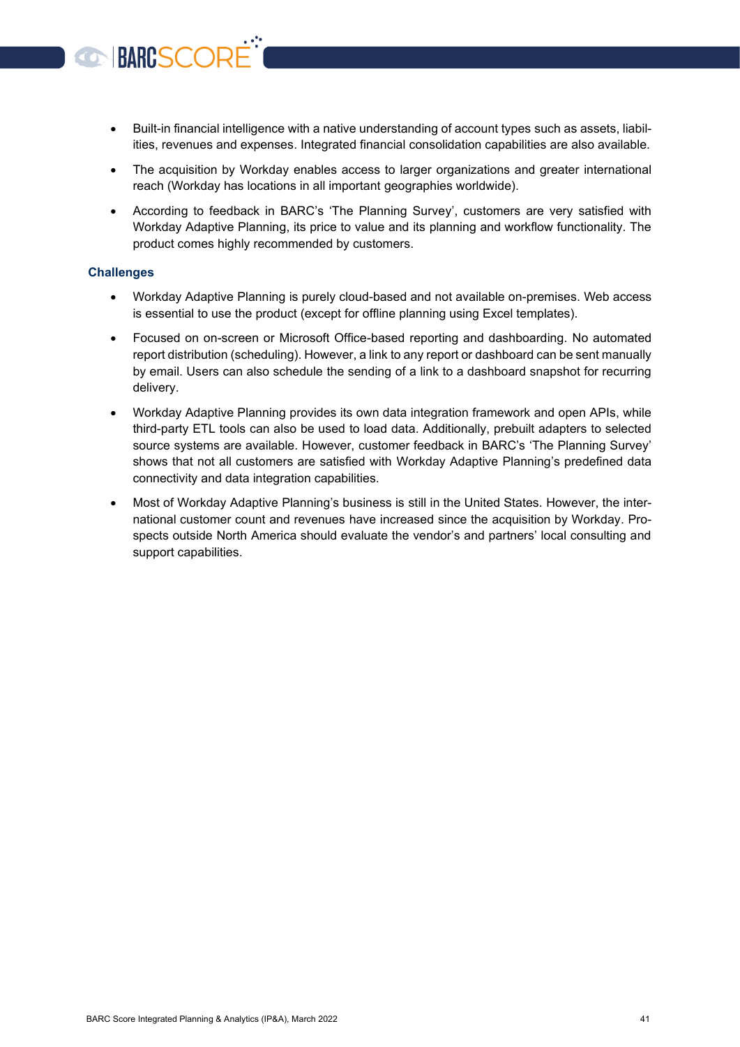- Built-in financial intelligence with a native understanding of account types such as assets, liabilities, revenues and expenses. Integrated financial consolidation capabilities are also available.
- The acquisition by Workday enables access to larger organizations and greater international reach (Workday has locations in all important geographies worldwide).
- According to feedback in BARC's 'The Planning Survey', customers are very satisfied with Workday Adaptive Planning, its price to value and its planning and workflow functionality. The product comes highly recommended by customers.

### Challenges

- Workday Adaptive Planning is purely cloud-based and not available on-premises. Web access is essential to use the product (except for offline planning using Excel templates).
- Focused on on-screen or Microsoft Office-based reporting and dashboarding. No automated report distribution (scheduling). However, a link to any report or dashboard can be sent manually by email. Users can also schedule the sending of a link to a dashboard snapshot for recurring delivery.
- Workday Adaptive Planning provides its own data integration framework and open APIs, while third-party ETL tools can also be used to load data. Additionally, prebuilt adapters to selected source systems are available. However, customer feedback in BARC's 'The Planning Survey' shows that not all customers are satisfied with Workday Adaptive Planning's predefined data connectivity and data integration capabilities.
- Most of Workday Adaptive Planning's business is still in the United States. However, the international customer count and revenues have increased since the acquisition by Workday. Prospects outside North America should evaluate the vendor's and partners' local consulting and support capabilities.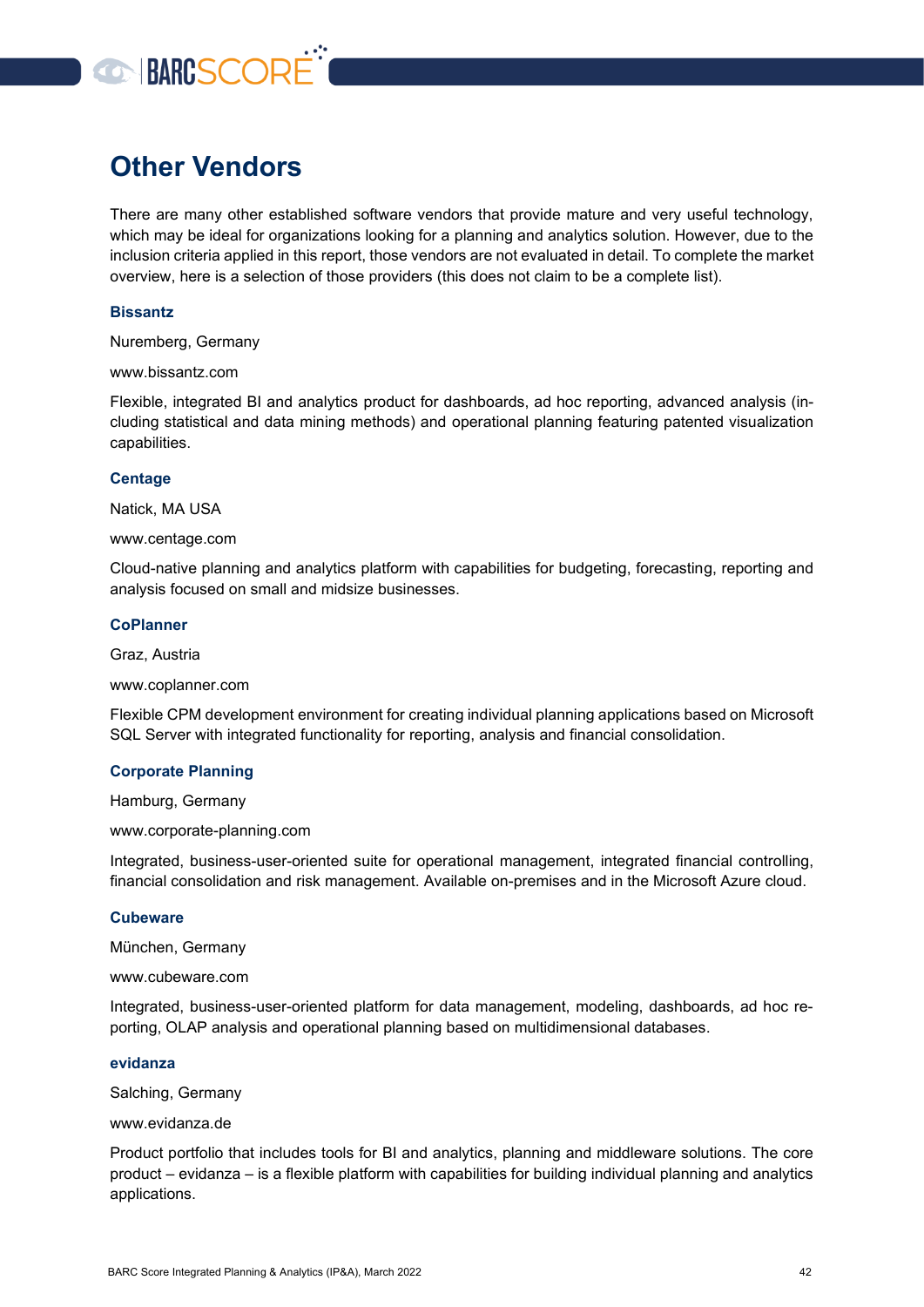# Other Vendors

There are many other established software vendors that provide mature and very useful technology, which may be ideal for organizations looking for a planning and analytics solution. However, due to the inclusion criteria applied in this report, those vendors are not evaluated in detail. To complete the market overview, here is a selection of those providers (this does not claim to be a complete list).

### Bissantz

Nuremberg, Germany

www.bissantz.com

Flexible, integrated BI and analytics product for dashboards, ad hoc reporting, advanced analysis (including statistical and data mining methods) and operational planning featuring patented visualization capabilities.

### Centage

Natick, MA USA

www.centage.com

Cloud-native planning and analytics platform with capabilities for budgeting, forecasting, reporting and analysis focused on small and midsize businesses.

### CoPlanner

Graz, Austria

www.coplanner.com

Flexible CPM development environment for creating individual planning applications based on Microsoft SQL Server with integrated functionality for reporting, analysis and financial consolidation.

### Corporate Planning

Hamburg, Germany

www.corporate-planning.com

Integrated, business-user-oriented suite for operational management, integrated financial controlling, financial consolidation and risk management. Available on-premises and in the Microsoft Azure cloud.

### Cubeware

München, Germany

www.cubeware.com

Integrated, business-user-oriented platform for data management, modeling, dashboards, ad hoc reporting, OLAP analysis and operational planning based on multidimensional databases.

### evidanza

Salching, Germany

www.evidanza.de

Product portfolio that includes tools for BI and analytics, planning and middleware solutions. The core product – evidanza – is a flexible platform with capabilities for building individual planning and analytics applications.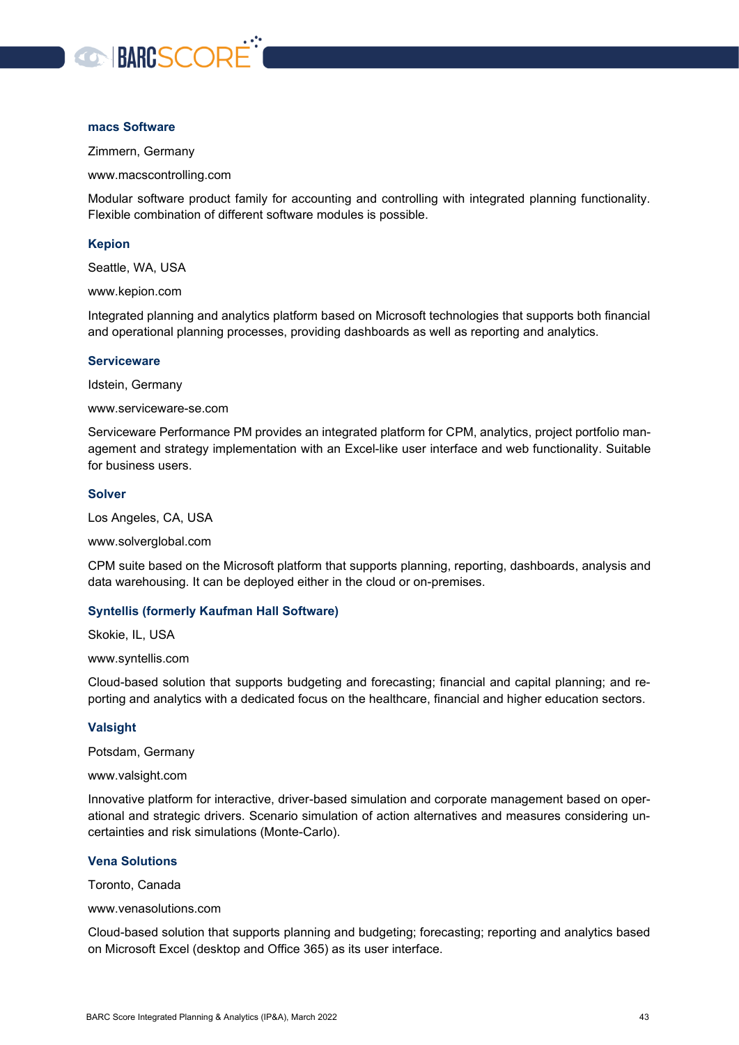### macs Software

Zimmern, Germany

www.macscontrolling.com

Modular software product family for accounting and controlling with integrated planning functionality. Flexible combination of different software modules is possible.

### Kepion

Seattle, WA, USA

www.kepion.com

Integrated planning and analytics platform based on Microsoft technologies that supports both financial and operational planning processes, providing dashboards as well as reporting and analytics.

### Serviceware

Idstein, Germany

www.serviceware-se.com

Serviceware Performance PM provides an integrated platform for CPM, analytics, project portfolio management and strategy implementation with an Excel-like user interface and web functionality. Suitable for business users.

### Solver

Los Angeles, CA, USA

www.solverglobal.com

CPM suite based on the Microsoft platform that supports planning, reporting, dashboards, analysis and data warehousing. It can be deployed either in the cloud or on-premises.

### Syntellis (formerly Kaufman Hall Software)

Skokie, IL, USA

www.syntellis.com

Cloud-based solution that supports budgeting and forecasting; financial and capital planning; and reporting and analytics with a dedicated focus on the healthcare, financial and higher education sectors.

### Valsight

Potsdam, Germany

www.valsight.com

Innovative platform for interactive, driver-based simulation and corporate management based on operational and strategic drivers. Scenario simulation of action alternatives and measures considering uncertainties and risk simulations (Monte-Carlo).

### Vena Solutions

Toronto, Canada

www.venasolutions.com

Cloud-based solution that supports planning and budgeting; forecasting; reporting and analytics based on Microsoft Excel (desktop and Office 365) as its user interface.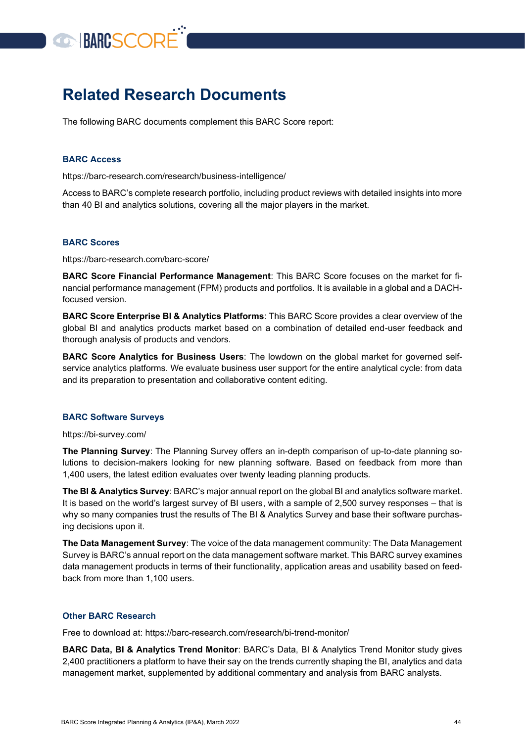# Related Research Documents

The following BARC documents complement this BARC Score report:

### BARC Access

https://barc-research.com/research/business-intelligence/

Access to BARC's complete research portfolio, including product reviews with detailed insights into more than 40 BI and analytics solutions, covering all the major players in the market.

### BARC Scores

https://barc-research.com/barc-score/

**BARC Score Financial Performance Management**: This BARC Score focuses on the market for financial performance management (FPM) products and portfolios. It is available in a global and a DACH-focused version.

**BARC Score Enterprise BI & Analytics Platforms**: This BARC Score provides a clear overview of the global BI and analytics products market based on a combination of detailed end-user feedback and thorough analysis of products and vendors.

**BARC Score Analytics for Business Users**: The lowdown on the global market for governed self-service analytics platforms. We evaluate business user support for the entire analytical cycle: from data and its preparation to presentation and collaborative content editing.

### BARC Software Surveys

https://bi-survey.com/

**The Planning Survey**: The Planning Survey offers an in-depth comparison of up-to-date planning solutions to decision-makers looking for new planning software. Based on feedback from more than 1,400 users, the latest edition evaluates over twenty leading planning products.

**The BI & Analytics Survey**: BARC's major annual report on the global BI and analytics software market. It is based on the world's largest survey of BI users, with a sample of 2,500 survey responses – that is why so many companies trust the results of The BI & Analytics Survey and base their software purchasing decisions upon it.

**The Data Management Survey**: The voice of the data management community: The Data Management Survey is BARC's annual report on the data management software market. This BARC survey examines data management products in terms of their functionality, application areas and usability based on feedback from more than 1,100 users.

### Other BARC Research

Free to download at: https://barc-research.com/research/bi-trend-monitor/

**BARC Data, BI & Analytics Trend Monitor**: BARC's Data, BI & Analytics Trend Monitor study gives 2,400 practitioners a platform to have their say on the trends currently shaping the BI, analytics and data management market, supplemented by additional commentary and analysis from BARC analysts.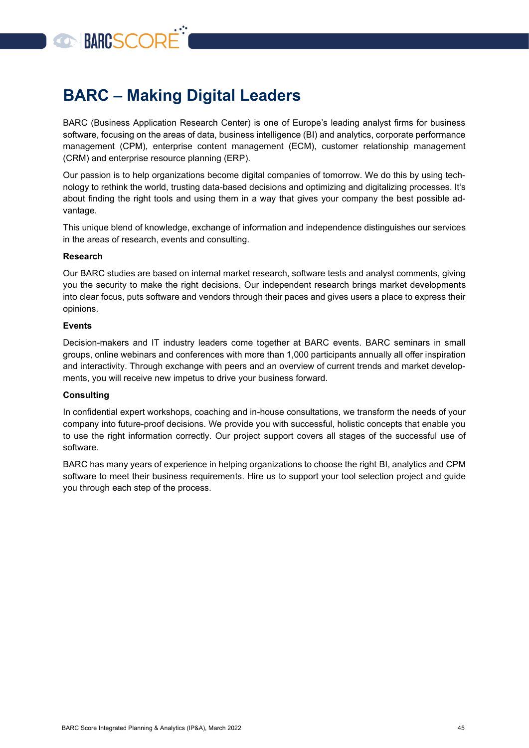# BARC – Making Digital Leaders

BARC (Business Application Research Center) is one of Europe's leading analyst firms for business software, focusing on the areas of data, business intelligence (BI) and analytics, corporate performance management (CPM), enterprise content management (ECM), customer relationship management (CRM) and enterprise resource planning (ERP).

Our passion is to help organizations become digital companies of tomorrow. We do this by using technology to rethink the world, trusting data-based decisions and optimizing and digitalizing processes. It's about finding the right tools and using them in a way that gives your company the best possible advantage.

This unique blend of knowledge, exchange of information and independence distinguishes our services in the areas of research, events and consulting.

**Research**

Our BARC studies are based on internal market research, software tests and analyst comments, giving you the security to make the right decisions. Our independent research brings market developments into clear focus, puts software and vendors through their paces and gives users a place to express their opinions.

**Events**

Decision-makers and IT industry leaders come together at BARC events. BARC seminars in small groups, online webinars and conferences with more than 1,000 participants annually all offer inspiration and interactivity. Through exchange with peers and an overview of current trends and market developments, you will receive new impetus to drive your business forward.

**Consulting**

In confidential expert workshops, coaching and in-house consultations, we transform the needs of your company into future-proof decisions. We provide you with successful, holistic concepts that enable you to use the right information correctly. Our project support covers all stages of the successful use of software.

BARC has many years of experience in helping organizations to choose the right BI, analytics and CPM software to meet their business requirements. Hire us to support your tool selection project and guide you through each step of the process.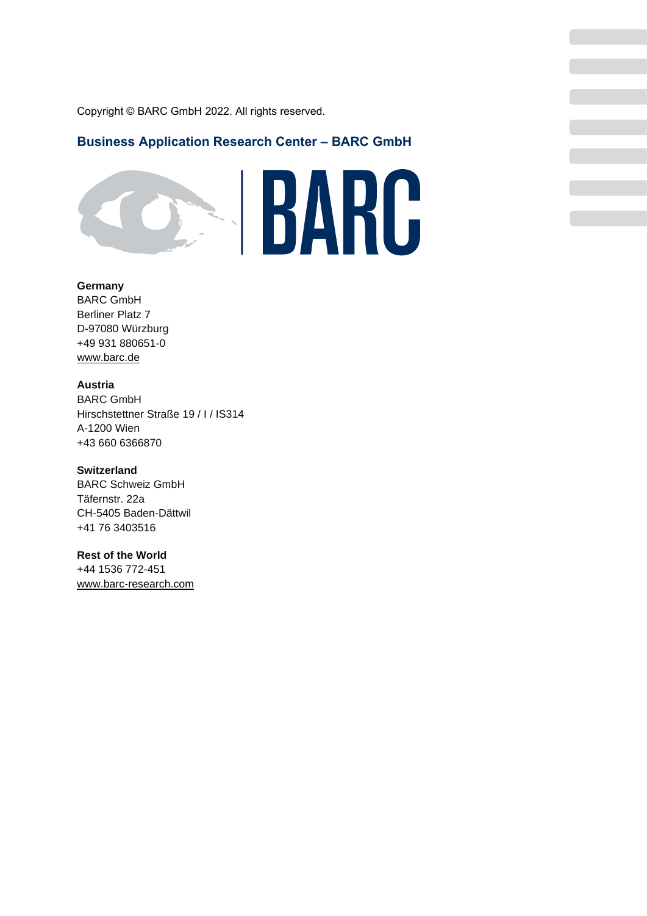Copyright © BARC GmbH 2022. All rights reserved.

## Business Application Research Center – BARC GmbH

**Germany**
BARC GmbH
Berliner Platz 7
D-97080 Würzburg
+49 931 880651-0
www.barc.de

**Austria**
BARC GmbH
Hirschstettner Straße 19 / I / IS314
A-1200 Wien
+43 660 6366870

**Switzerland**
BARC Schweiz GmbH
Täfernstr. 22a
CH-5405 Baden-Dättwil
+41 76 3403516

**Rest of the World**
+44 1536 772-451
www.barc-research.com